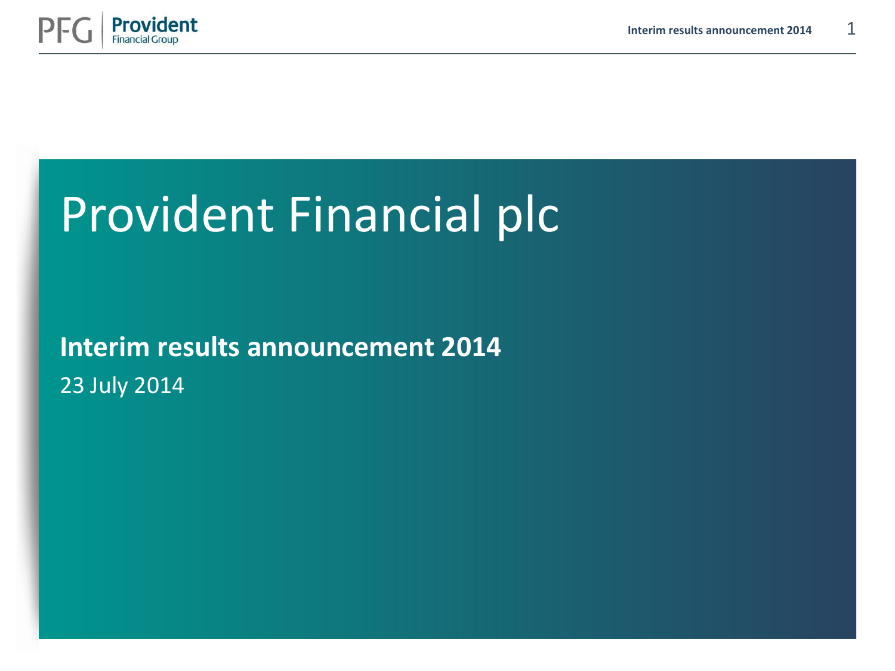# Provident Financial plc

**Interim results announcement 2014**

23 July 2014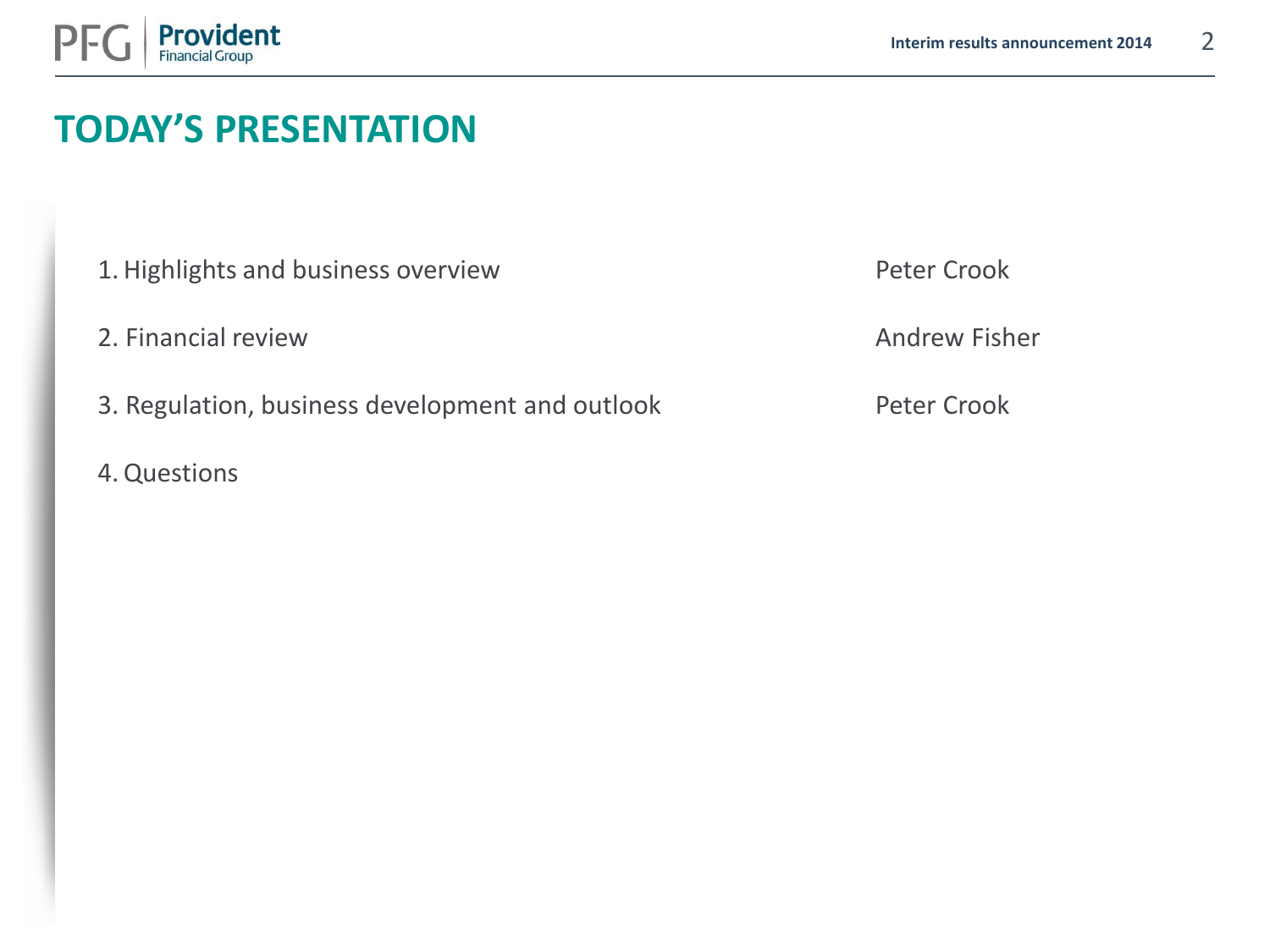# TODAY'S PRESENTATION

| | |
|---|---|
| 1. Highlights and business overview | Peter Crook |
| 2. Financial review | Andrew Fisher |
| 3. Regulation, business development and outlook | Peter Crook |
| 4. Questions | |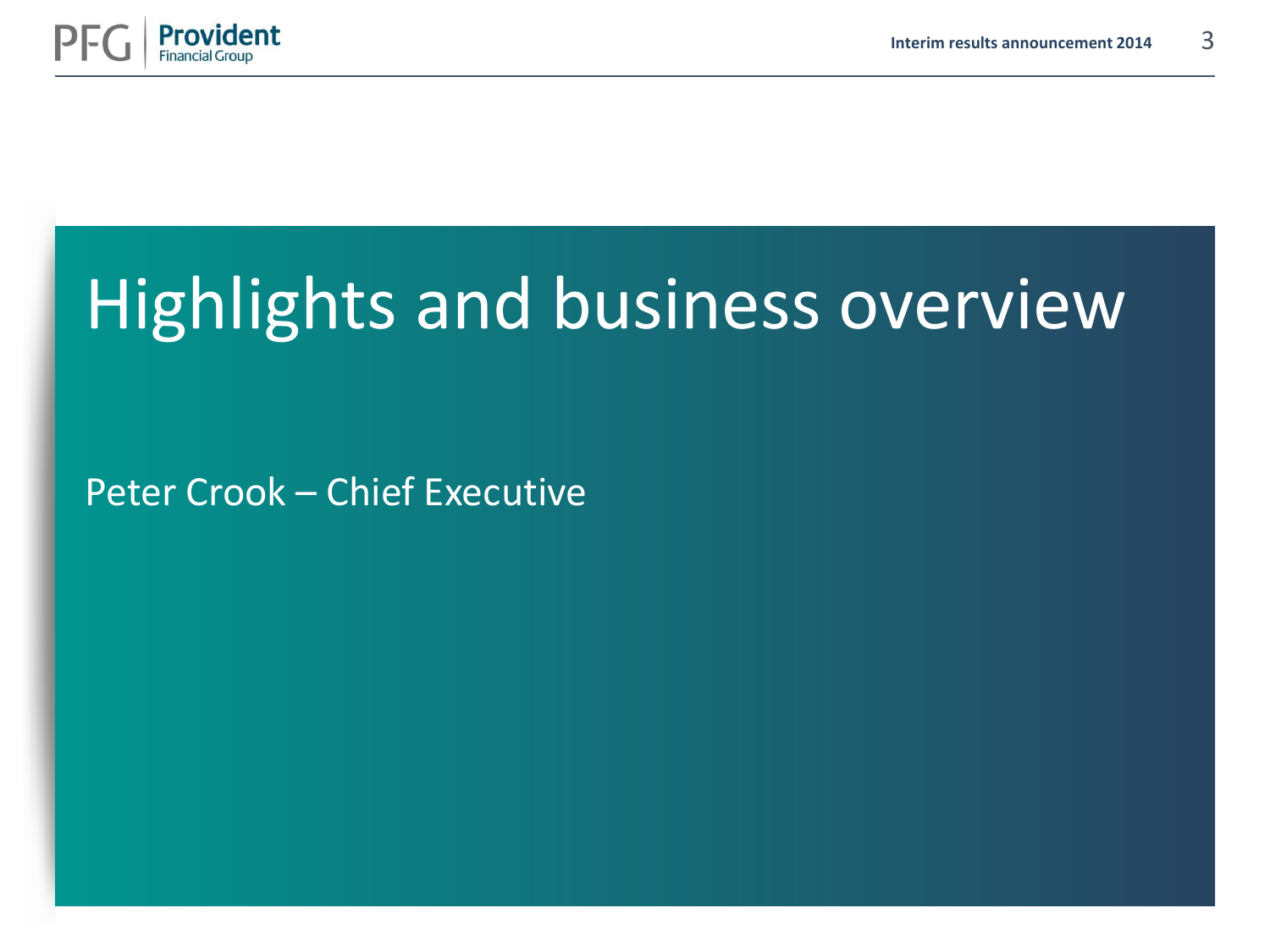# Highlights and business overview

Peter Crook – Chief Executive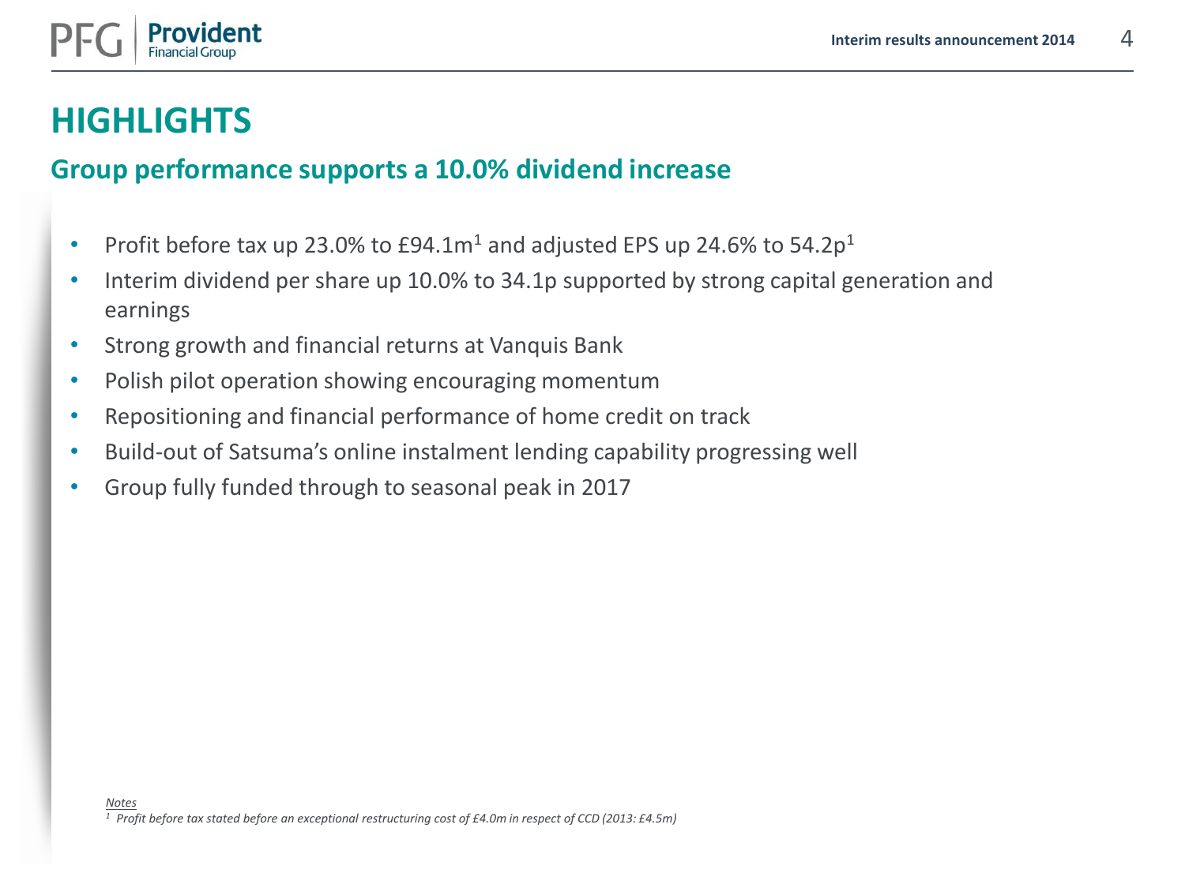# HIGHLIGHTS

## Group performance supports a 10.0% dividend increase

- Profit before tax up 23.0% to £94.1m[1] and adjusted EPS up 24.6% to 54.2p[1]
- Interim dividend per share up 10.0% to 34.1p supported by strong capital generation and earnings
- Strong growth and financial returns at Vanquis Bank
- Polish pilot operation showing encouraging momentum
- Repositioning and financial performance of home credit on track
- Build-out of Satsuma's online instalment lending capability progressing well
- Group fully funded through to seasonal peak in 2017

*Notes*

*[1] Profit before tax stated before an exceptional restructuring cost of £4.0m in respect of CCD (2013: £4.5m)*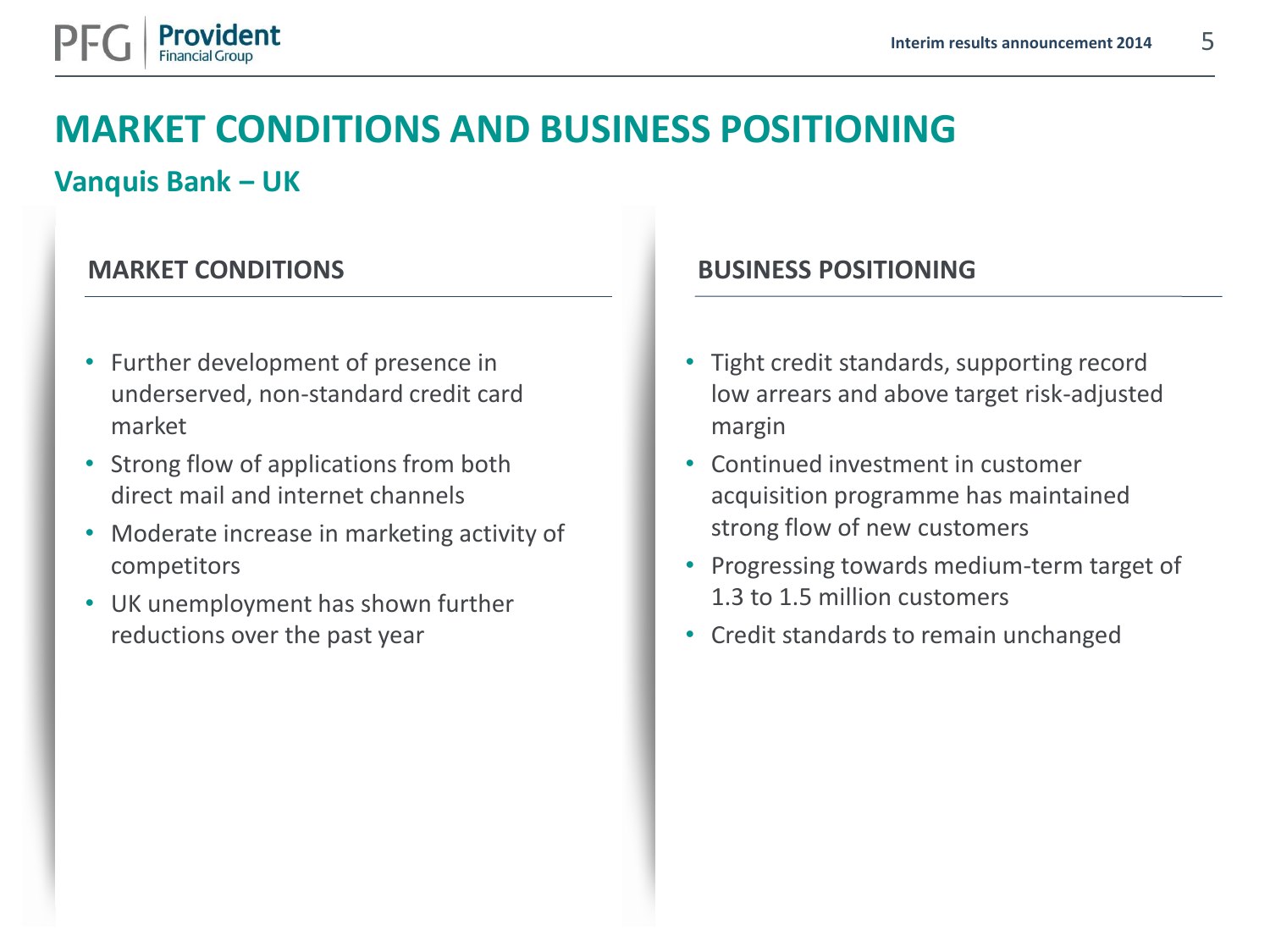# MARKET CONDITIONS AND BUSINESS POSITIONING

## Vanquis Bank – UK

### MARKET CONDITIONS

- Further development of presence in underserved, non-standard credit card market
- Strong flow of applications from both direct mail and internet channels
- Moderate increase in marketing activity of competitors
- UK unemployment has shown further reductions over the past year

### BUSINESS POSITIONING

- Tight credit standards, supporting record low arrears and above target risk-adjusted margin
- Continued investment in customer acquisition programme has maintained strong flow of new customers
- Progressing towards medium-term target of 1.3 to 1.5 million customers
- Credit standards to remain unchanged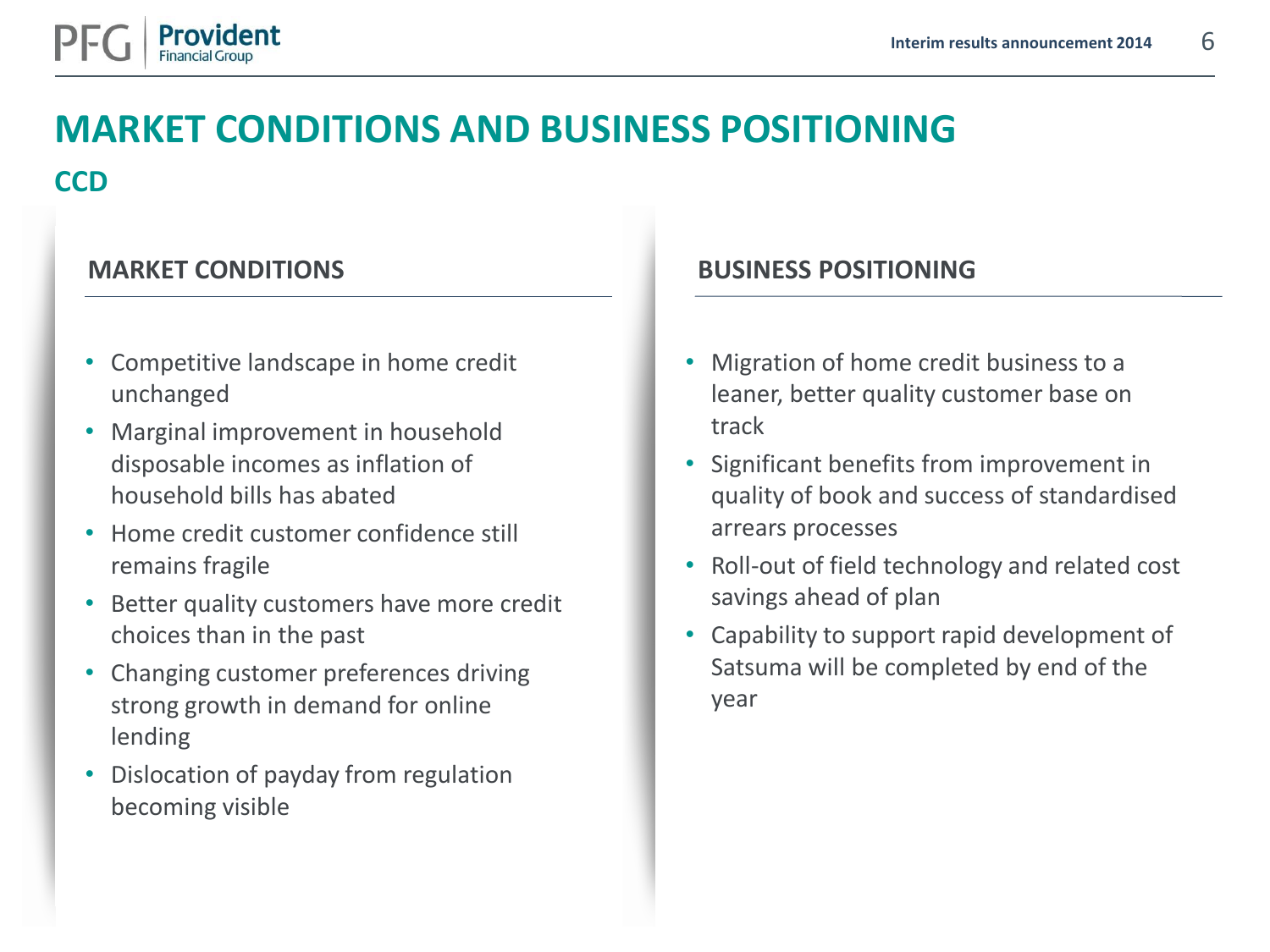# MARKET CONDITIONS AND BUSINESS POSITIONING

## CCD

### MARKET CONDITIONS

- Competitive landscape in home credit unchanged
- Marginal improvement in household disposable incomes as inflation of household bills has abated
- Home credit customer confidence still remains fragile
- Better quality customers have more credit choices than in the past
- Changing customer preferences driving strong growth in demand for online lending
- Dislocation of payday from regulation becoming visible

### BUSINESS POSITIONING

- Migration of home credit business to a leaner, better quality customer base on track
- Significant benefits from improvement in quality of book and success of standardised arrears processes
- Roll-out of field technology and related cost savings ahead of plan
- Capability to support rapid development of Satsuma will be completed by end of the year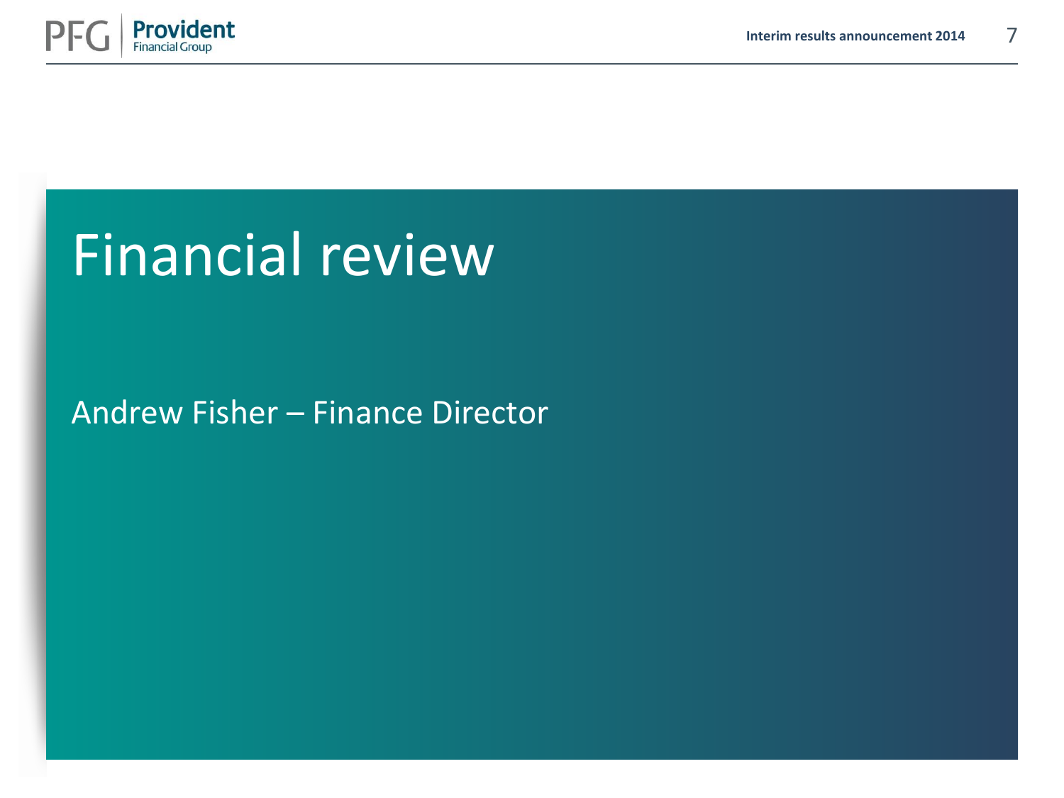# Financial review

Andrew Fisher – Finance Director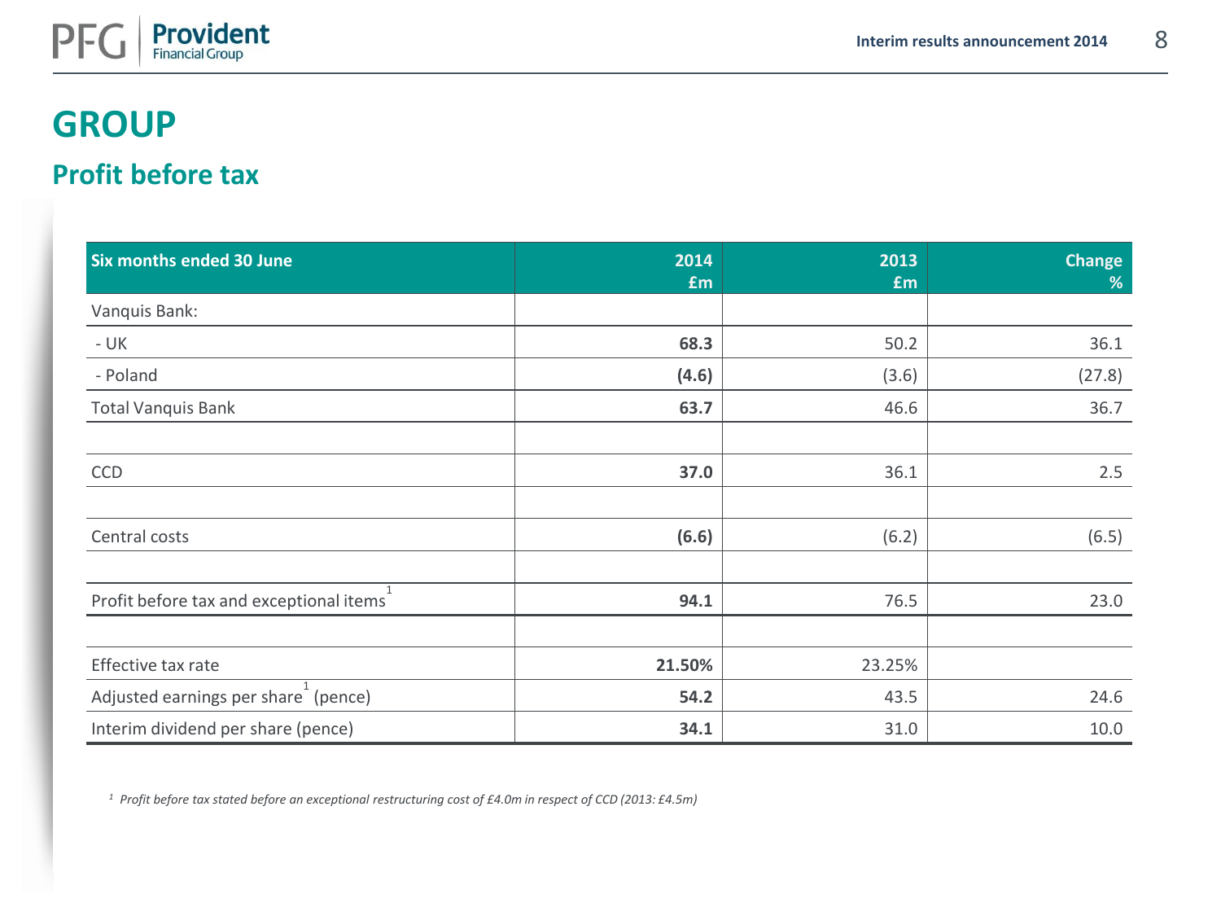# GROUP

## Profit before tax

| Six months ended 30 June | 2014 £m | 2013 £m | Change % |
|---|---|---|---|
| Vanquis Bank: | | | |
| - UK | **68.3** | 50.2 | 36.1 |
| - Poland | **(4.6)** | (3.6) | (27.8) |
| Total Vanquis Bank | **63.7** | 46.6 | 36.7 |
| | | | |
| CCD | **37.0** | 36.1 | 2.5 |
| | | | |
| Central costs | **(6.6)** | (6.2) | (6.5) |
| | | | |
| Profit before tax and exceptional items[1] | **94.1** | 76.5 | 23.0 |
| | | | |
| Effective tax rate | **21.50%** | 23.25% | |
| Adjusted earnings per share[1] (pence) | **54.2** | 43.5 | 24.6 |
| Interim dividend per share (pence) | **34.1** | 31.0 | 10.0 |

[1] *Profit before tax stated before an exceptional restructuring cost of £4.0m in respect of CCD (2013: £4.5m)*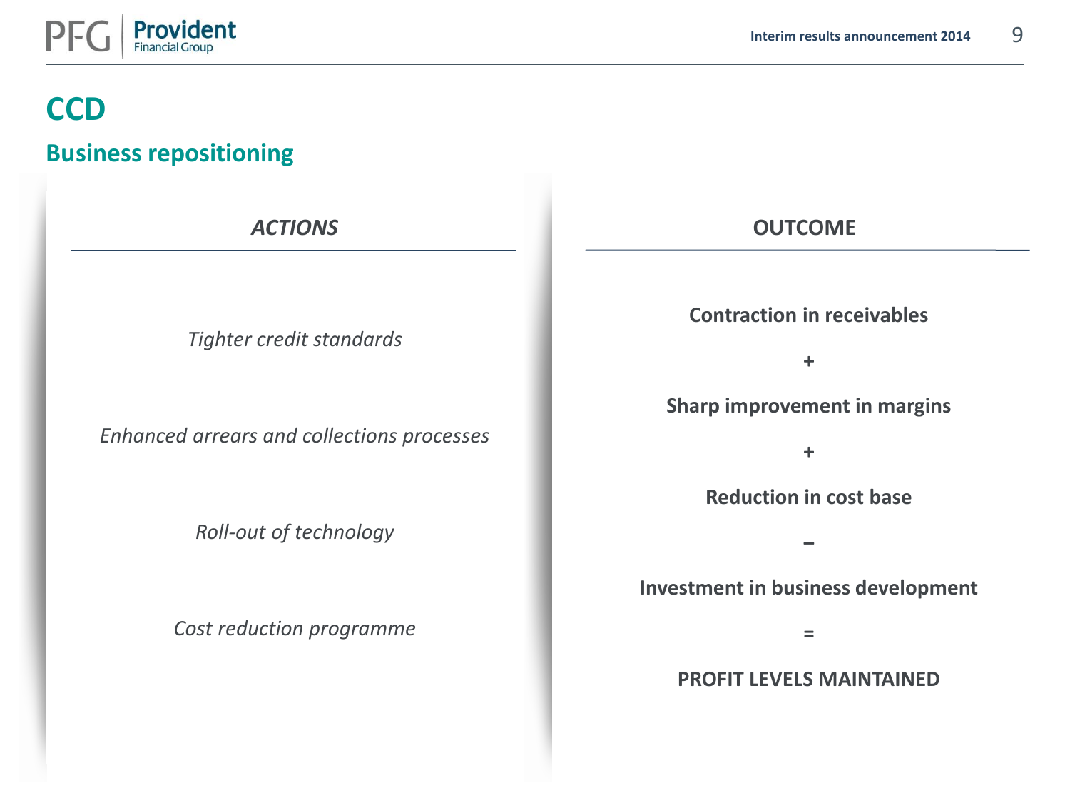# CCD

## Business repositioning

| *ACTIONS* | OUTCOME |
| --- | --- |
| *Tighter credit standards* | **Contraction in receivables** |
| | **+** |
| *Enhanced arrears and collections processes* | **Sharp improvement in margins** |
| | **+** |
| *Roll-out of technology* | **Reduction in cost base** |
| | **–** |
| *Cost reduction programme* | **Investment in business development** |
| | **=** |
| | **PROFIT LEVELS MAINTAINED** |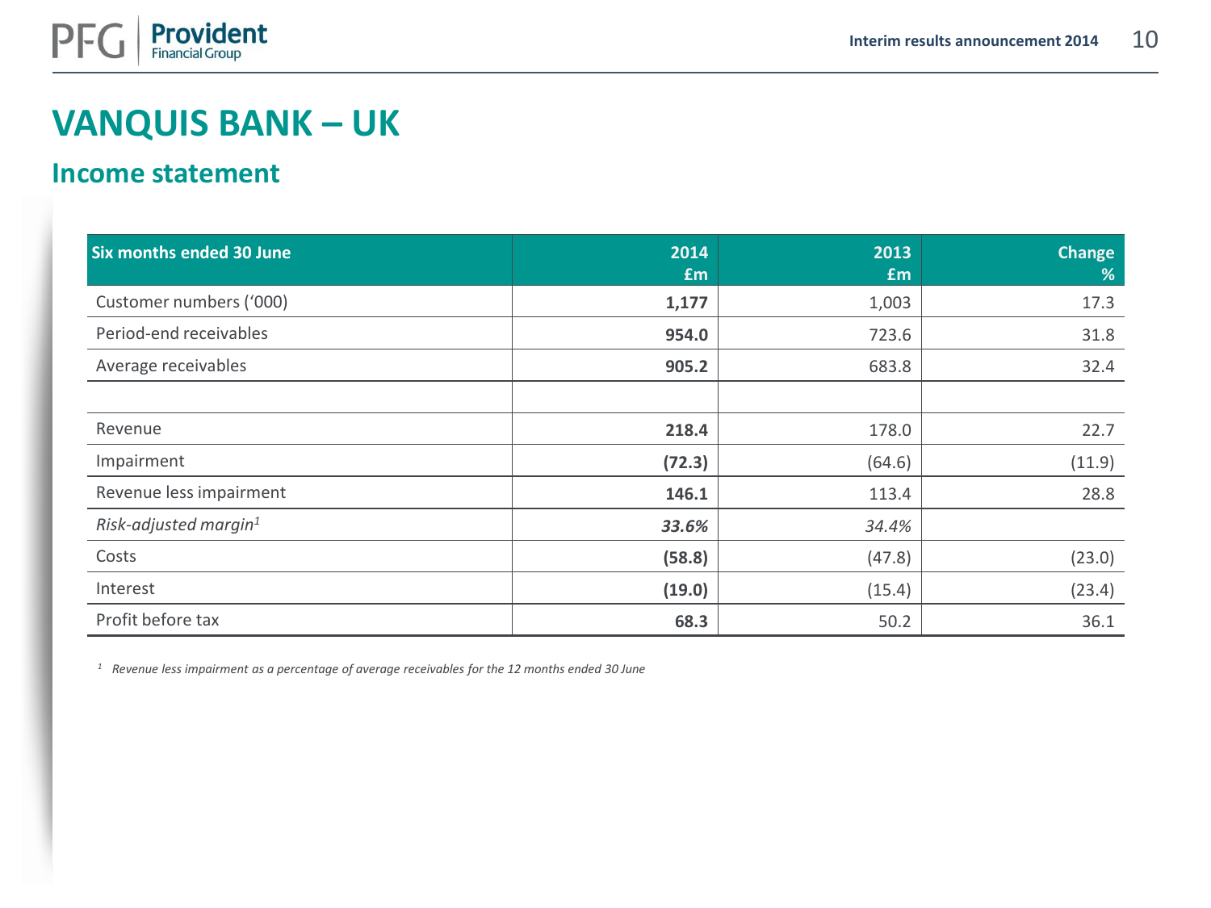# VANQUIS BANK – UK

## Income statement

| Six months ended 30 June | 2014 £m | 2013 £m | Change % |
|---|---|---|---|
| Customer numbers ('000) | **1,177** | 1,003 | 17.3 |
| Period-end receivables | **954.0** | 723.6 | 31.8 |
| Average receivables | **905.2** | 683.8 | 32.4 |
| | | | |
| Revenue | **218.4** | 178.0 | 22.7 |
| Impairment | **(72.3)** | (64.6) | (11.9) |
| Revenue less impairment | **146.1** | 113.4 | 28.8 |
| *Risk-adjusted margin*[1] | ***33.6%*** | *34.4%* | |
| Costs | **(58.8)** | (47.8) | (23.0) |
| Interest | **(19.0)** | (15.4) | (23.4) |
| Profit before tax | **68.3** | 50.2 | 36.1 |

[1] *Revenue less impairment as a percentage of average receivables for the 12 months ended 30 June*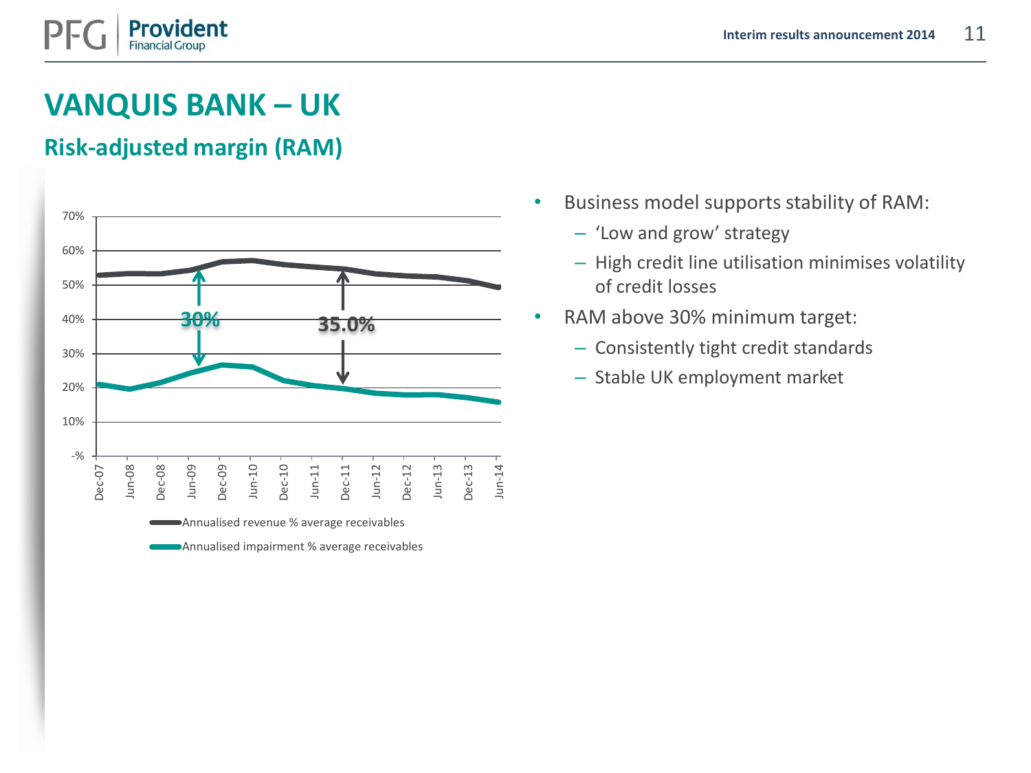# VANQUIS BANK – UK

## Risk-adjusted margin (RAM)

70%
60%
50%
40%
30%
20%
10%
-%

30%

35.0%

Dec-07 Jun-08 Dec-08 Jun-09 Dec-09 Jun-10 Dec-10 Jun-11 Dec-11 Jun-12 Dec-12 Jun-13 Dec-13 Jun-14

Annualised revenue % average receivables

Annualised impairment % average receivables

- Business model supports stability of RAM:
  - ‘Low and grow’ strategy
  - High credit line utilisation minimises volatility of credit losses
- RAM above 30% minimum target:
  - Consistently tight credit standards
  - Stable UK employment market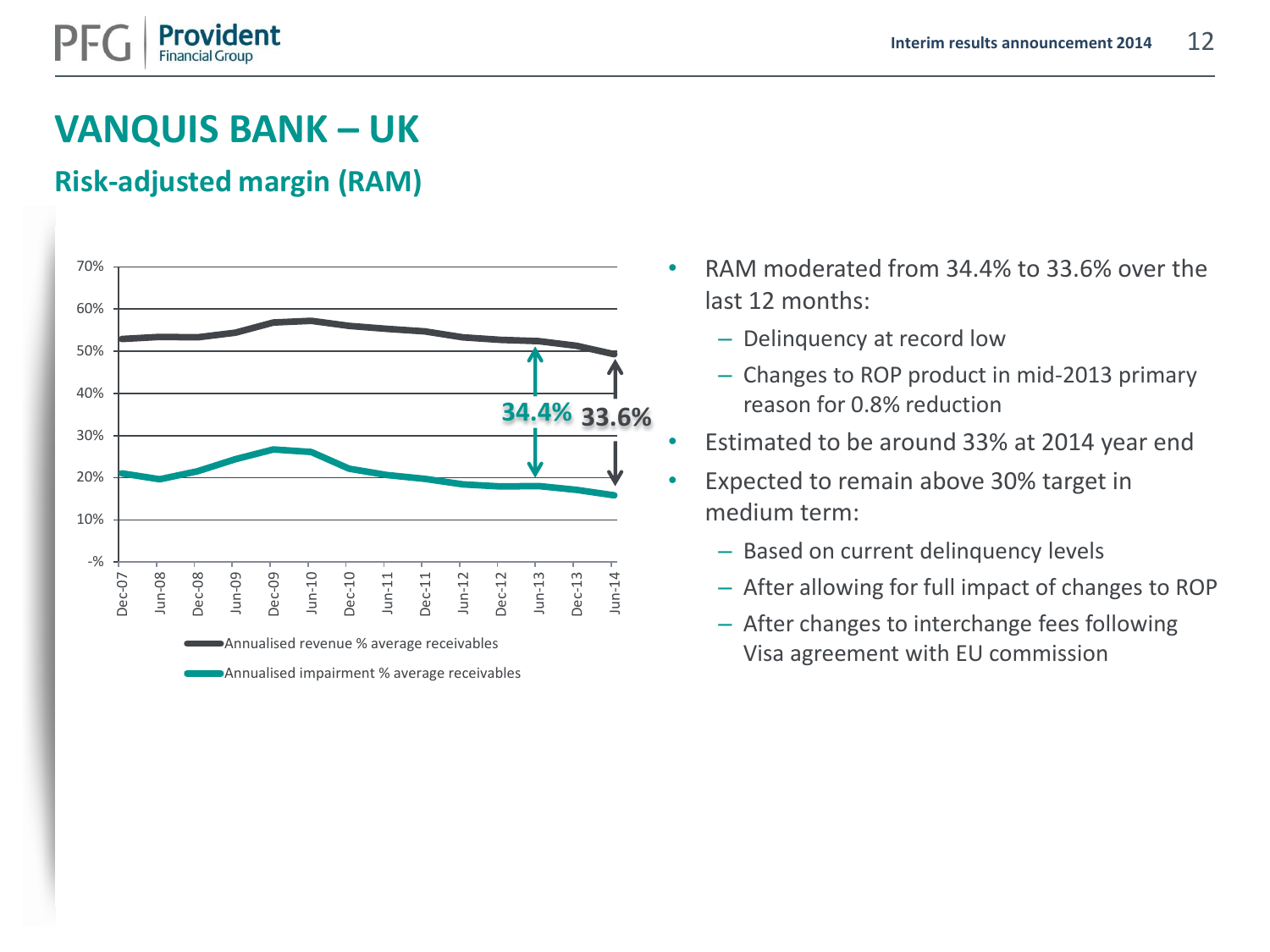# VANQUIS BANK – UK

## Risk-adjusted margin (RAM)

- RAM moderated from 34.4% to 33.6% over the last 12 months:
  - Delinquency at record low
  - Changes to ROP product in mid-2013 primary reason for 0.8% reduction
- Estimated to be around 33% at 2014 year end
- Expected to remain above 30% target in medium term:
  - Based on current delinquency levels
  - After allowing for full impact of changes to ROP
  - After changes to interchange fees following Visa agreement with EU commission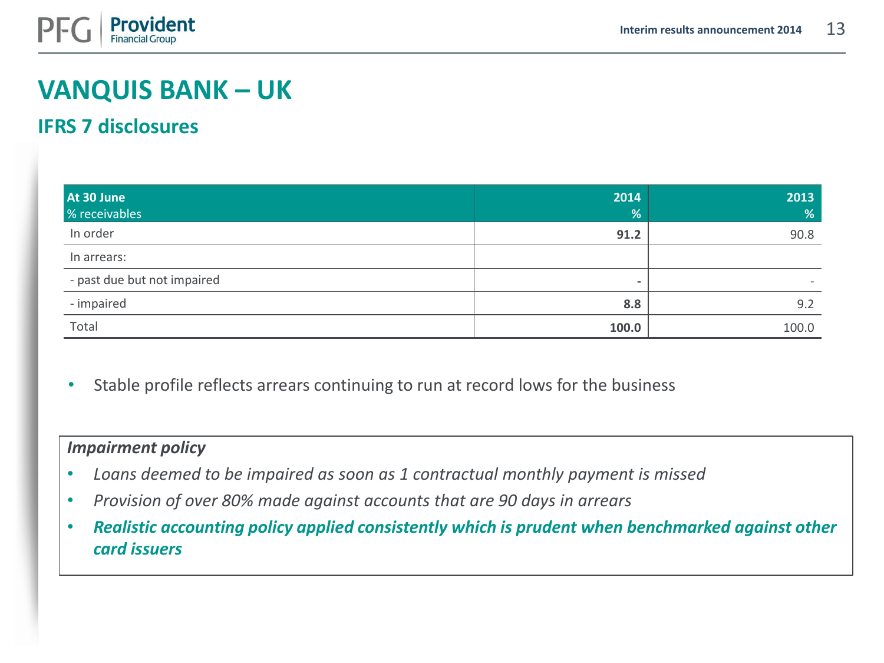# VANQUIS BANK – UK

## IFRS 7 disclosures

| At 30 June<br>% receivables | 2014<br>% | 2013<br>% |
|---|---|---|
| In order | **91.2** | 90.8 |
| In arrears: | | |
| - past due but not impaired | **-** | - |
| - impaired | **8.8** | 9.2 |
| Total | **100.0** | 100.0 |

- Stable profile reflects arrears continuing to run at record lows for the business

***Impairment policy***

- *Loans deemed to be impaired as soon as 1 contractual monthly payment is missed*
- *Provision of over 80% made against accounts that are 90 days in arrears*
- ***Realistic accounting policy applied consistently which is prudent when benchmarked against other card issuers***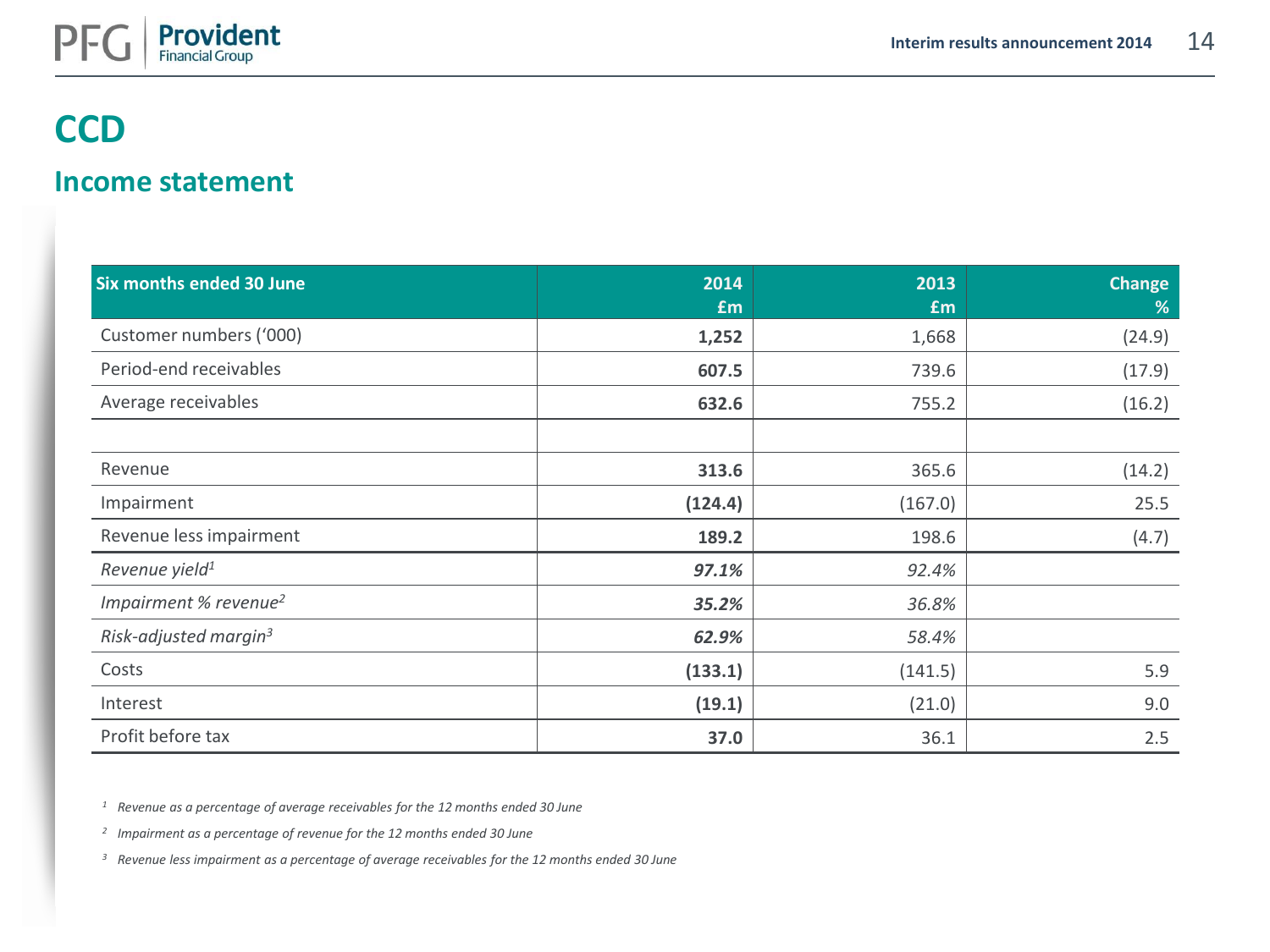# CCD

## Income statement

| Six months ended 30 June | 2014 £m | 2013 £m | Change % |
|---|---|---|---|
| Customer numbers ('000) | **1,252** | 1,668 | (24.9) |
| Period-end receivables | **607.5** | 739.6 | (17.9) |
| Average receivables | **632.6** | 755.2 | (16.2) |
| | | | |
| Revenue | **313.6** | 365.6 | (14.2) |
| Impairment | **(124.4)** | (167.0) | 25.5 |
| Revenue less impairment | **189.2** | 198.6 | (4.7) |
| *Revenue yield*[1] | ***97.1%*** | *92.4%* | |
| *Impairment % revenue*[2] | ***35.2%*** | *36.8%* | |
| *Risk-adjusted margin*[3] | ***62.9%*** | *58.4%* | |
| Costs | **(133.1)** | (141.5) | 5.9 |
| Interest | **(19.1)** | (21.0) | 9.0 |
| Profit before tax | **37.0** | 36.1 | 2.5 |

*[1] Revenue as a percentage of average receivables for the 12 months ended 30 June*

*[2] Impairment as a percentage of revenue for the 12 months ended 30 June*

*[3] Revenue less impairment as a percentage of average receivables for the 12 months ended 30 June*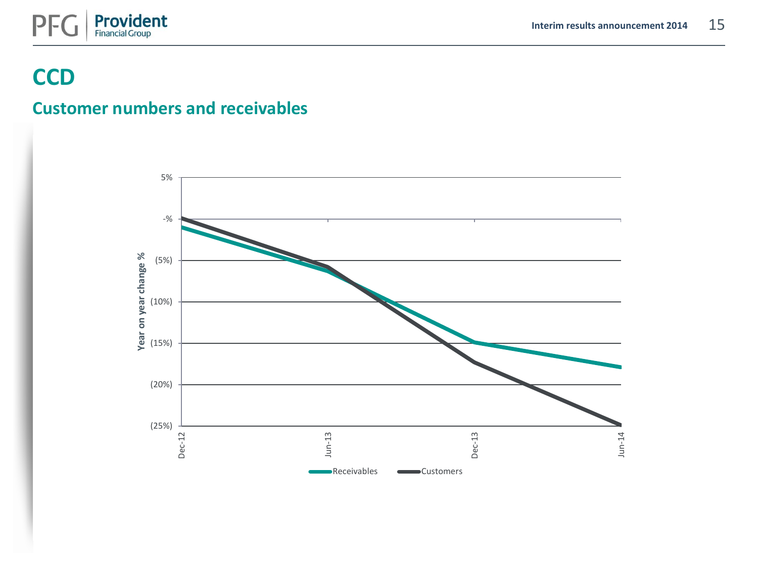# CCD

## Customer numbers and receivables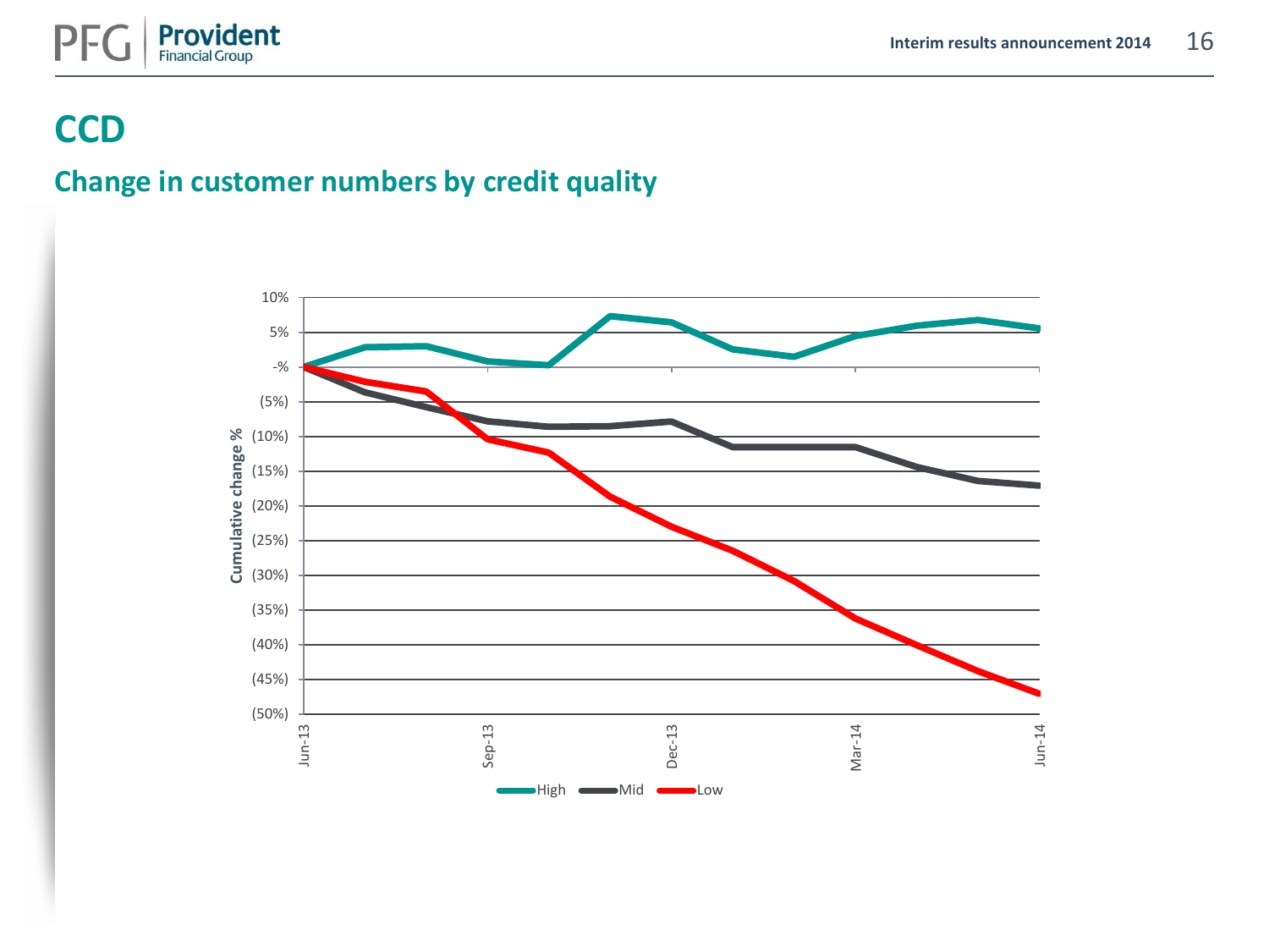# CCD

## Change in customer numbers by credit quality

Cumulative change %

10%
5%
-%
(5%)
(10%)
(15%)
(20%)
(25%)
(30%)
(35%)
(40%)
(45%)
(50%)

Jun-13 Sep-13 Dec-13 Mar-14 Jun-14

High Mid Low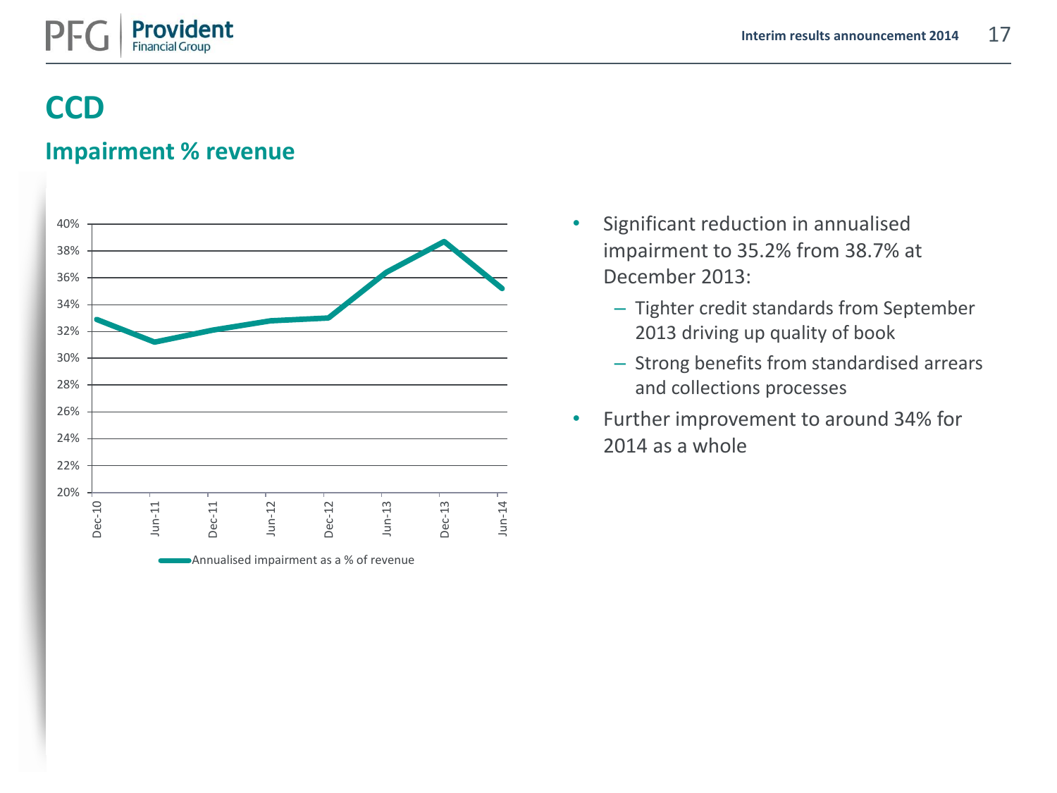# CCD

## Impairment % revenue

Annualised impairment as a % of revenue

- Significant reduction in annualised impairment to 35.2% from 38.7% at December 2013:
  - Tighter credit standards from September 2013 driving up quality of book
  - Strong benefits from standardised arrears and collections processes
- Further improvement to around 34% for 2014 as a whole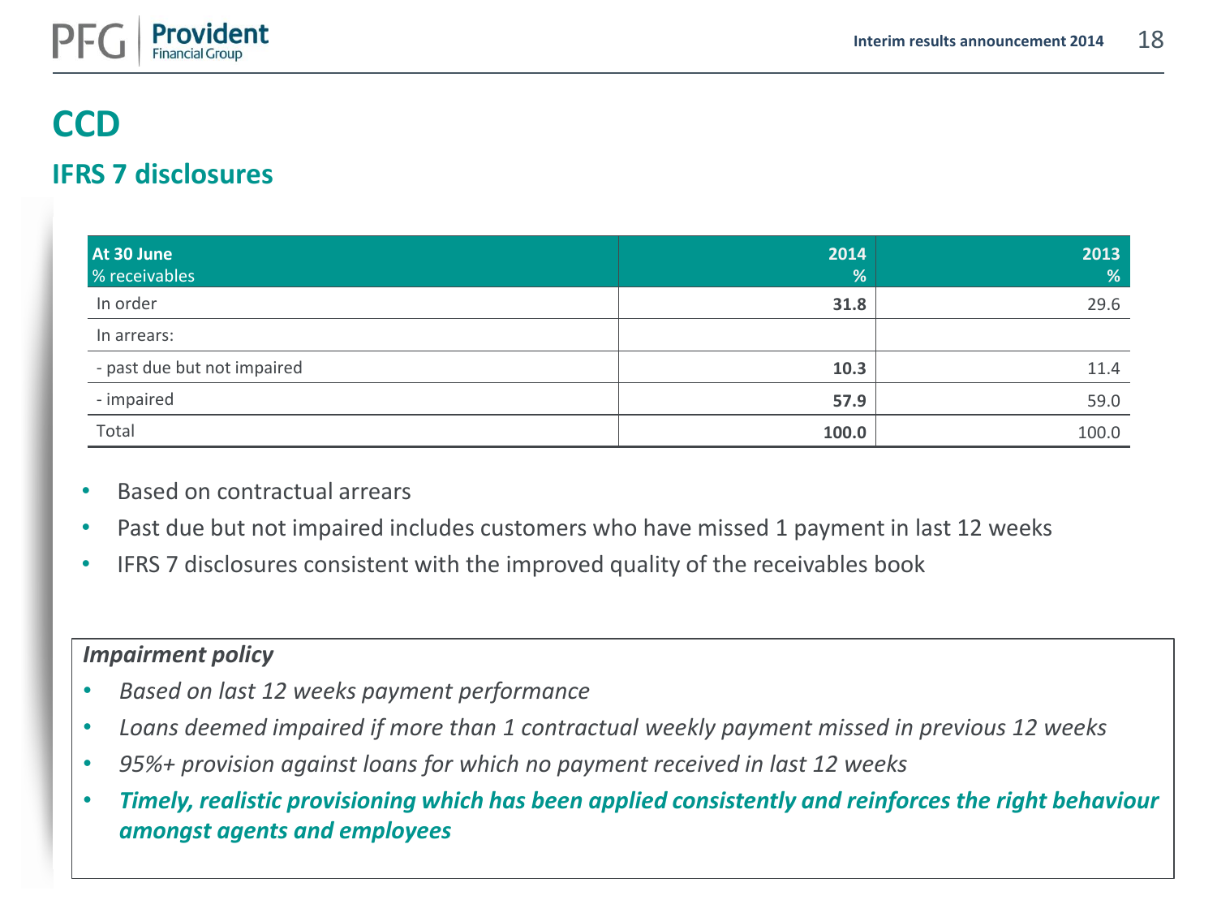# CCD

## IFRS 7 disclosures

| At 30 June<br>% receivables | 2014<br>% | 2013<br>% |
|---|---|---|
| In order | **31.8** | 29.6 |
| In arrears: | | |
| - past due but not impaired | **10.3** | 11.4 |
| - impaired | **57.9** | 59.0 |
| Total | **100.0** | 100.0 |

- Based on contractual arrears
- Past due but not impaired includes customers who have missed 1 payment in last 12 weeks
- IFRS 7 disclosures consistent with the improved quality of the receivables book

***Impairment policy***

- *Based on last 12 weeks payment performance*
- *Loans deemed impaired if more than 1 contractual weekly payment missed in previous 12 weeks*
- *95%+ provision against loans for which no payment received in last 12 weeks*
- ***Timely, realistic provisioning which has been applied consistently and reinforces the right behaviour amongst agents and employees***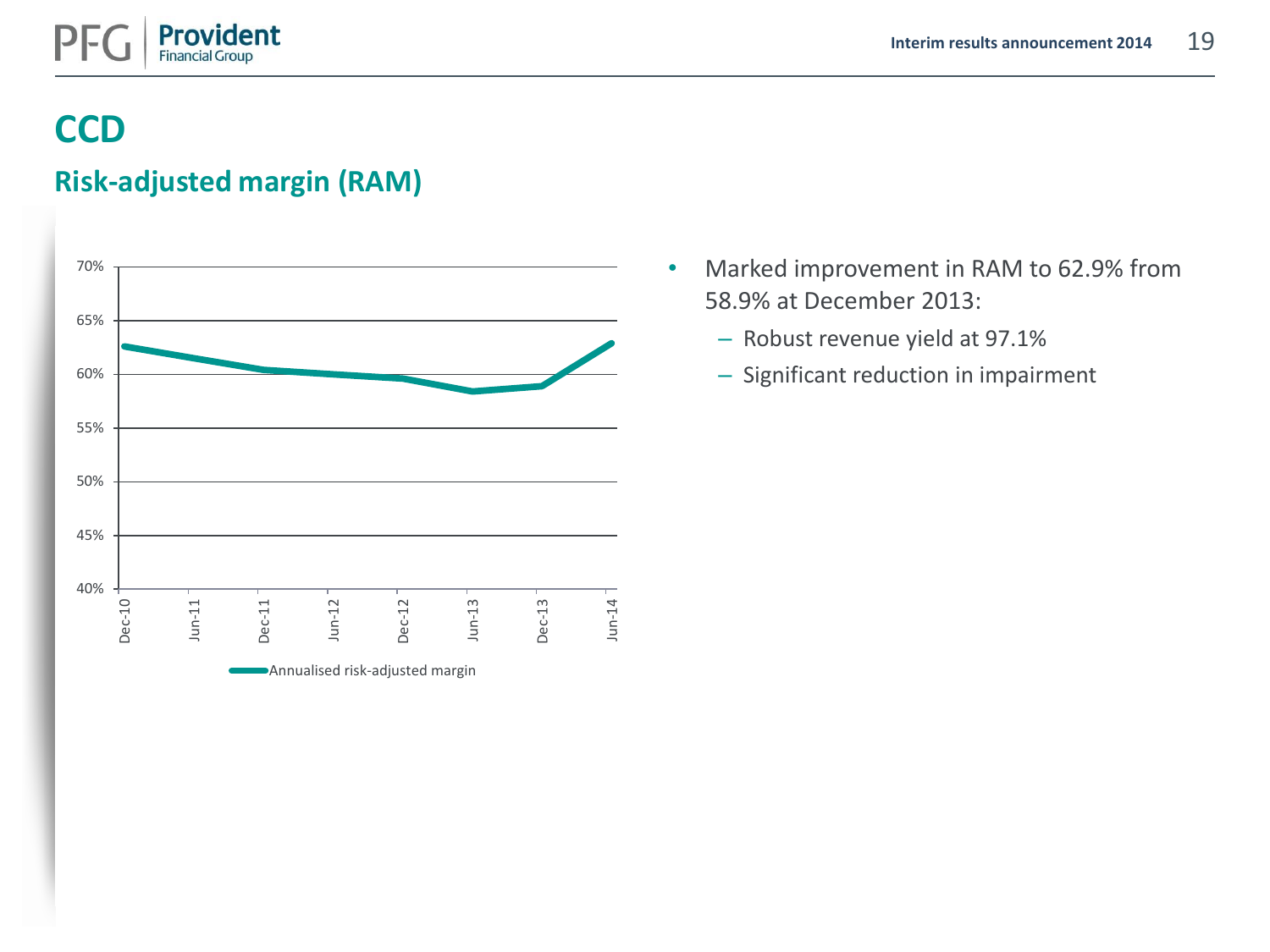# CCD

## Risk-adjusted margin (RAM)

- Marked improvement in RAM to 62.9% from 58.9% at December 2013:
  - Robust revenue yield at 97.1%
  - Significant reduction in impairment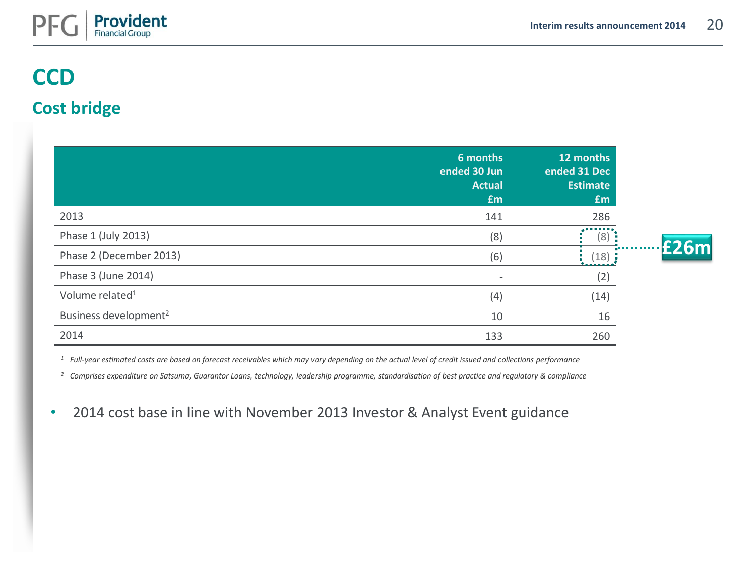# CCD

## Cost bridge

| | 6 months ended 30 Jun Actual £m | 12 months ended 31 Dec Estimate £m |
|---|---|---|
| 2013 | 141 | 286 |
| Phase 1 (July 2013) | (8) | (8) |
| Phase 2 (December 2013) | (6) | (18) |
| Phase 3 (June 2014) | - | (2) |
| Volume related[1] | (4) | (14) |
| Business development[2] | 10 | 16 |
| 2014 | 133 | 260 |

£26m

[1] *Full-year estimated costs are based on forecast receivables which may vary depending on the actual level of credit issued and collections performance*

[2] *Comprises expenditure on Satsuma, Guarantor Loans, technology, leadership programme, standardisation of best practice and regulatory & compliance*

- 2014 cost base in line with November 2013 Investor & Analyst Event guidance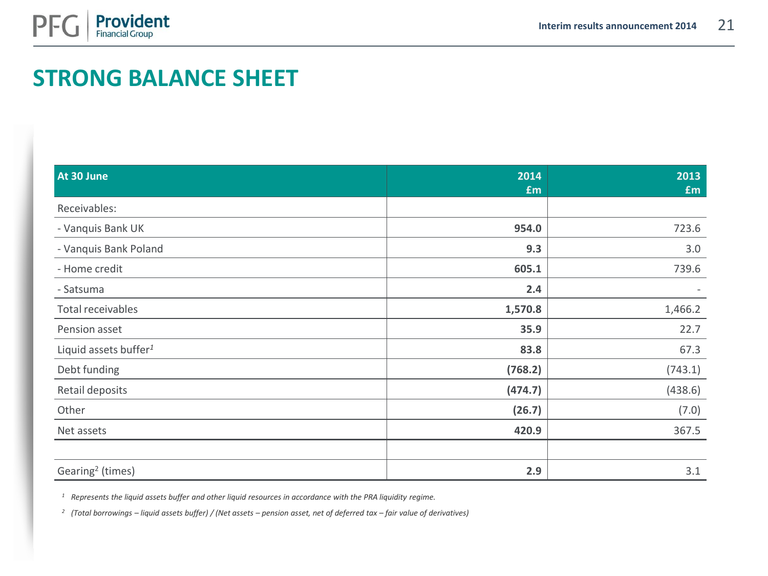# STRONG BALANCE SHEET

| At 30 June | 2014<br>£m | 2013<br>£m |
|---|---|---|
| Receivables: | | |
| - Vanquis Bank UK | **954.0** | 723.6 |
| - Vanquis Bank Poland | **9.3** | 3.0 |
| - Home credit | **605.1** | 739.6 |
| - Satsuma | **2.4** | - |
| Total receivables | **1,570.8** | 1,466.2 |
| Pension asset | **35.9** | 22.7 |
| Liquid assets buffer[1] | **83.8** | 67.3 |
| Debt funding | **(768.2)** | (743.1) |
| Retail deposits | **(474.7)** | (438.6) |
| Other | **(26.7)** | (7.0) |
| Net assets | **420.9** | 367.5 |
| | | |
| Gearing[2] (times) | **2.9** | 3.1 |

*[1] Represents the liquid assets buffer and other liquid resources in accordance with the PRA liquidity regime.*

*[2] (Total borrowings – liquid assets buffer) / (Net assets – pension asset, net of deferred tax – fair value of derivatives)*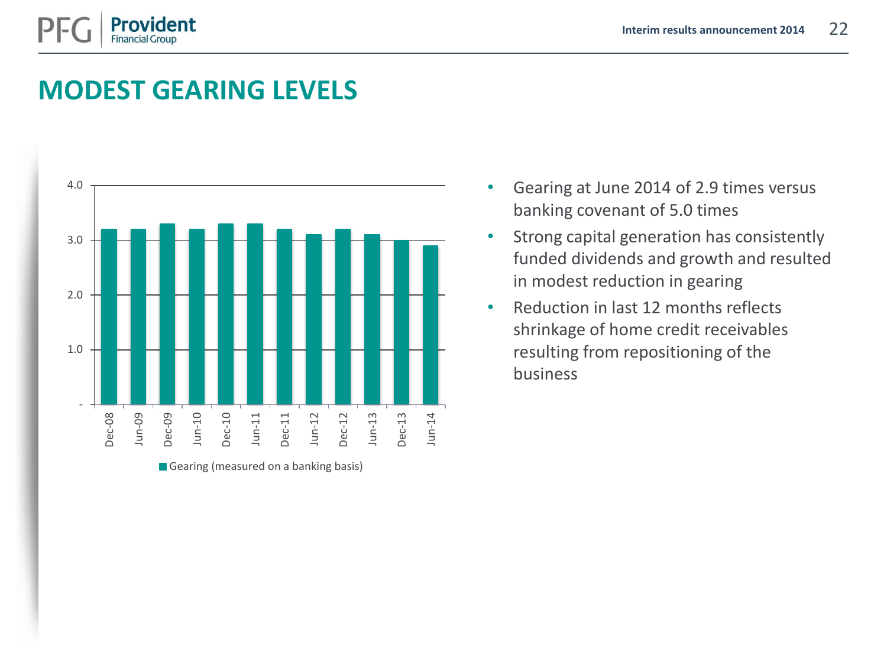# MODEST GEARING LEVELS

| | Gearing (measured on a banking basis) |
|---|---|
| Dec-08 | 3.2 |
| Jun-09 | 3.2 |
| Dec-09 | 3.3 |
| Jun-10 | 3.2 |
| Dec-10 | 3.3 |
| Jun-11 | 3.3 |
| Dec-11 | 3.2 |
| Jun-12 | 3.1 |
| Dec-12 | 3.2 |
| Jun-13 | 3.1 |
| Dec-13 | 3.0 |
| Jun-14 | 2.9 |

- Gearing at June 2014 of 2.9 times versus banking covenant of 5.0 times
- Strong capital generation has consistently funded dividends and growth and resulted in modest reduction in gearing
- Reduction in last 12 months reflects shrinkage of home credit receivables resulting from repositioning of the business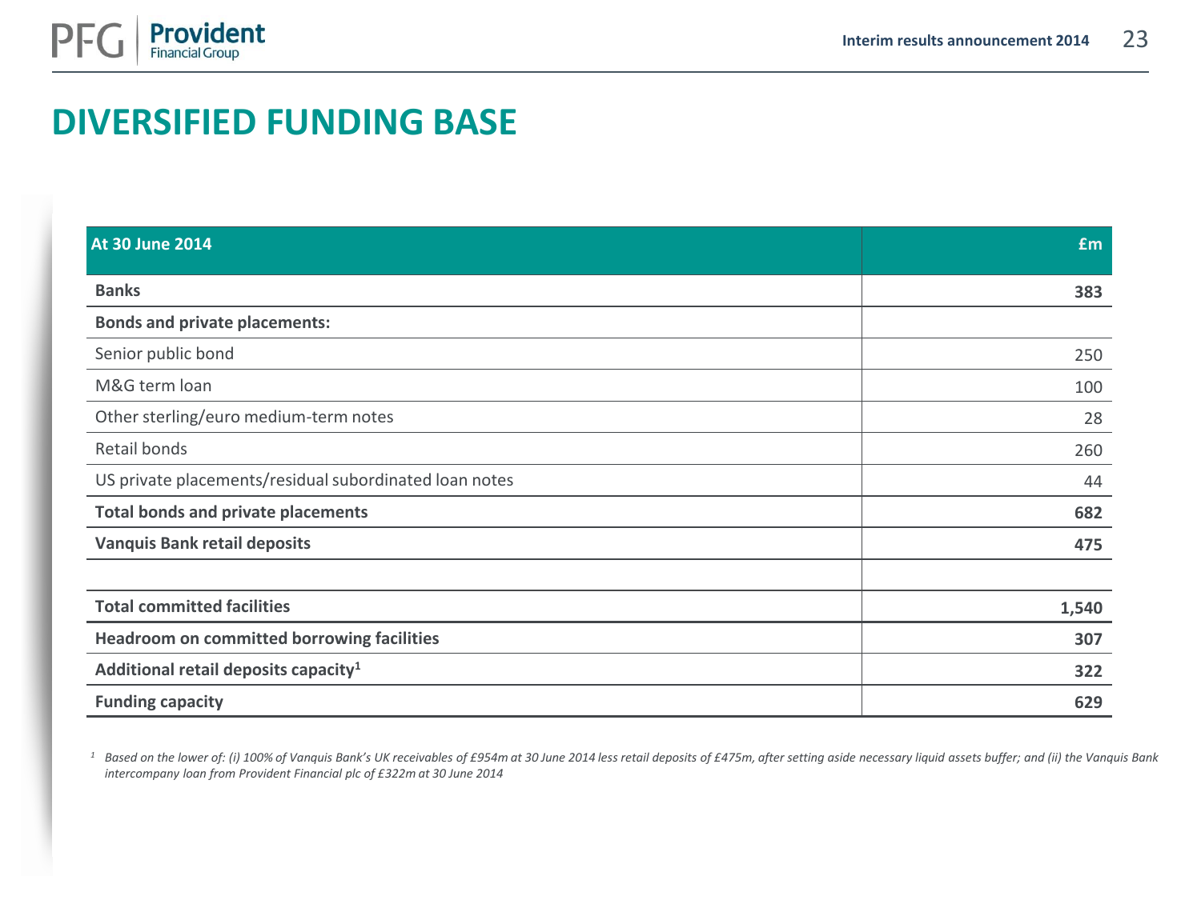# DIVERSIFIED FUNDING BASE

| At 30 June 2014 | £m |
|---|---|
| **Banks** | **383** |
| **Bonds and private placements:** | |
| Senior public bond | 250 |
| M&G term loan | 100 |
| Other sterling/euro medium-term notes | 28 |
| Retail bonds | 260 |
| US private placements/residual subordinated loan notes | 44 |
| **Total bonds and private placements** | **682** |
| **Vanquis Bank retail deposits** | **475** |
| | |
| **Total committed facilities** | **1,540** |
| **Headroom on committed borrowing facilities** | **307** |
| **Additional retail deposits capacity[1]** | **322** |
| **Funding capacity** | **629** |

[1] *Based on the lower of: (i) 100% of Vanquis Bank's UK receivables of £954m at 30 June 2014 less retail deposits of £475m, after setting aside necessary liquid assets buffer; and (ii) the Vanquis Bank intercompany loan from Provident Financial plc of £322m at 30 June 2014*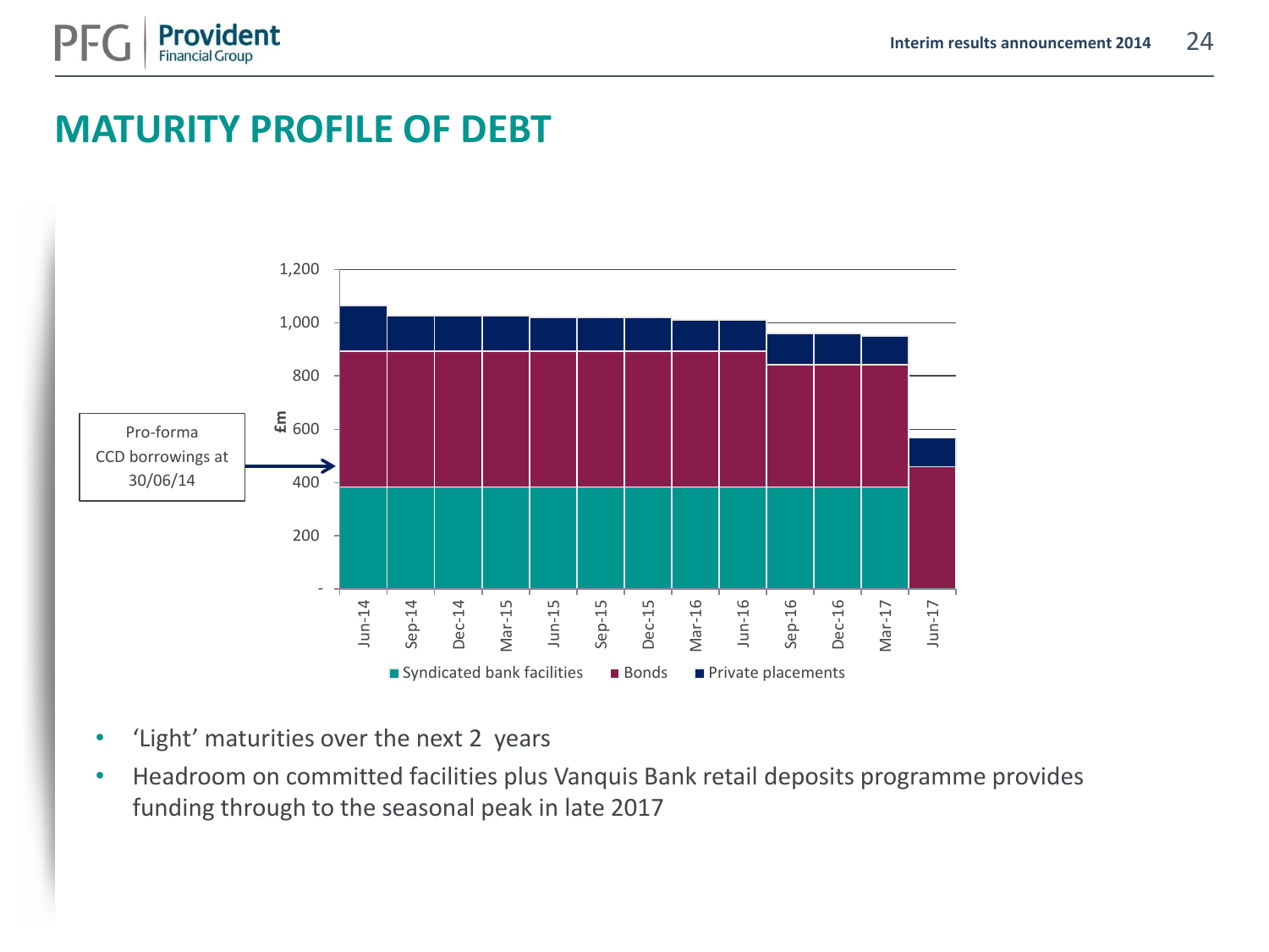# MATURITY PROFILE OF DEBT

Pro-forma CCD borrowings at 30/06/14

£m

1,200
1,000
800
600
400
200
-

Jun-14 Sep-14 Dec-14 Mar-15 Jun-15 Sep-15 Dec-15 Mar-16 Jun-16 Sep-16 Dec-16 Mar-17 Jun-17

Syndicated bank facilities | Bonds | Private placements

- ‘Light’ maturities over the next 2 years
- Headroom on committed facilities plus Vanquis Bank retail deposits programme provides funding through to the seasonal peak in late 2017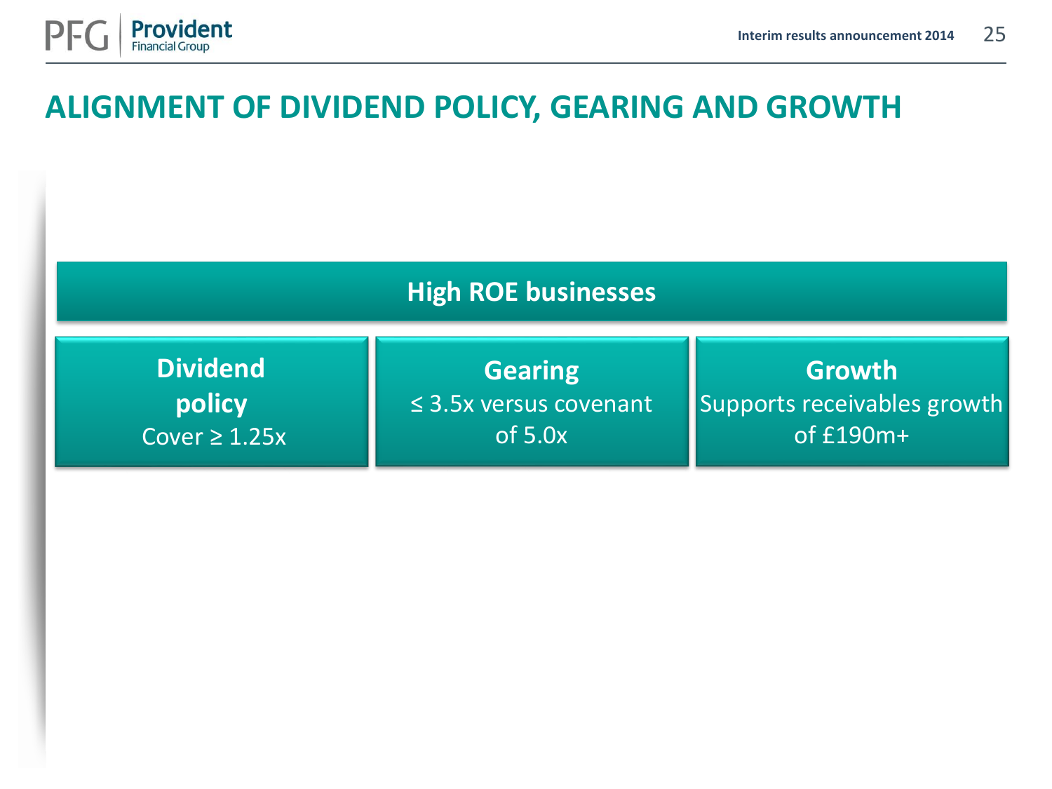# ALIGNMENT OF DIVIDEND POLICY, GEARING AND GROWTH

**High ROE businesses**

**Dividend policy**
Cover ≥ 1.25x

**Gearing**
≤ 3.5x versus covenant of 5.0x

**Growth**
Supports receivables growth of £190m+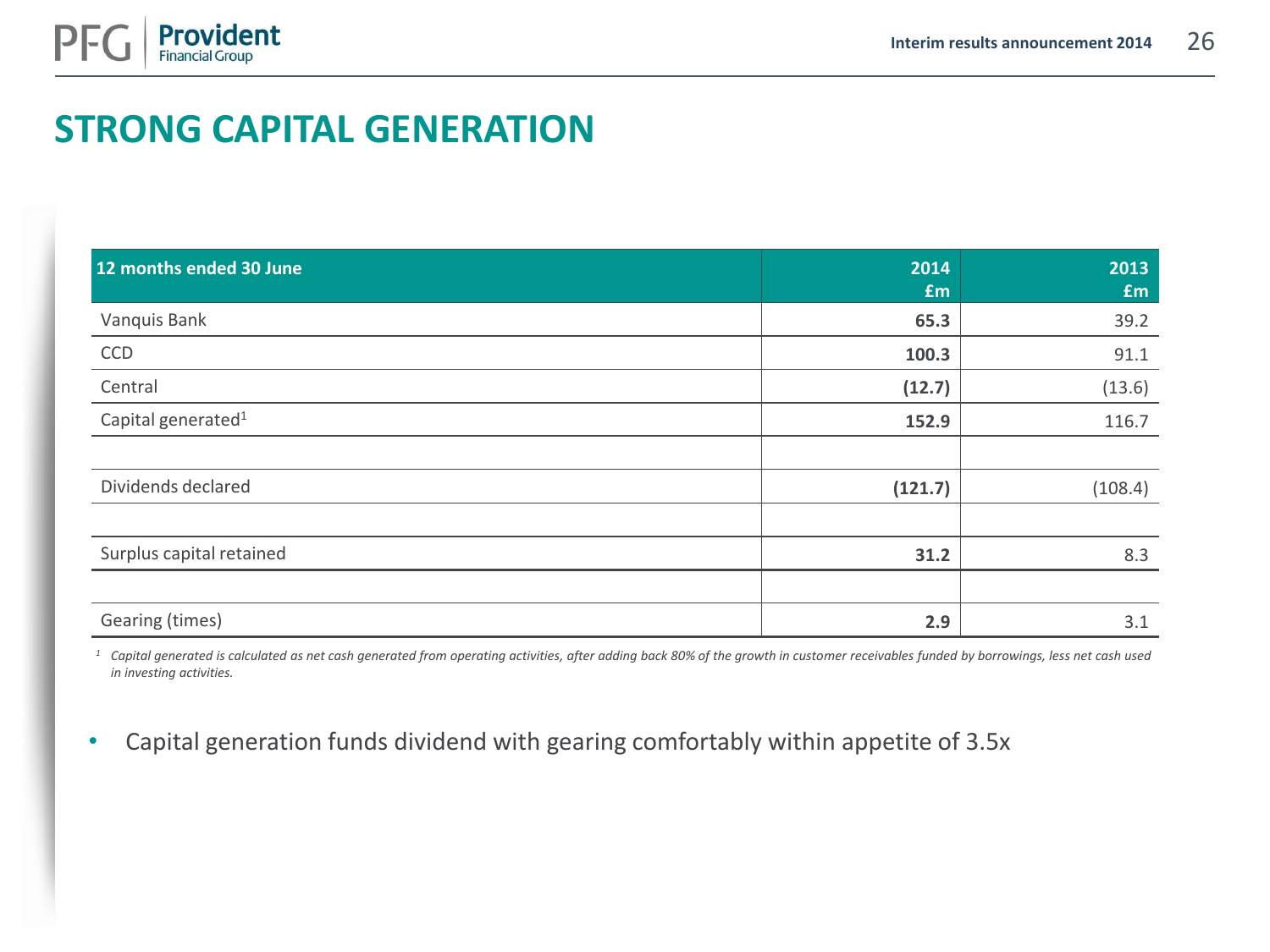# STRONG CAPITAL GENERATION

| 12 months ended 30 June | 2014 £m | 2013 £m |
|---|---|---|
| Vanquis Bank | **65.3** | 39.2 |
| CCD | **100.3** | 91.1 |
| Central | **(12.7)** | (13.6) |
| Capital generated[1] | **152.9** | 116.7 |
| | | |
| Dividends declared | **(121.7)** | (108.4) |
| | | |
| Surplus capital retained | **31.2** | 8.3 |
| | | |
| Gearing (times) | **2.9** | 3.1 |

*[1] Capital generated is calculated as net cash generated from operating activities, after adding back 80% of the growth in customer receivables funded by borrowings, less net cash used in investing activities.*

- Capital generation funds dividend with gearing comfortably within appetite of 3.5x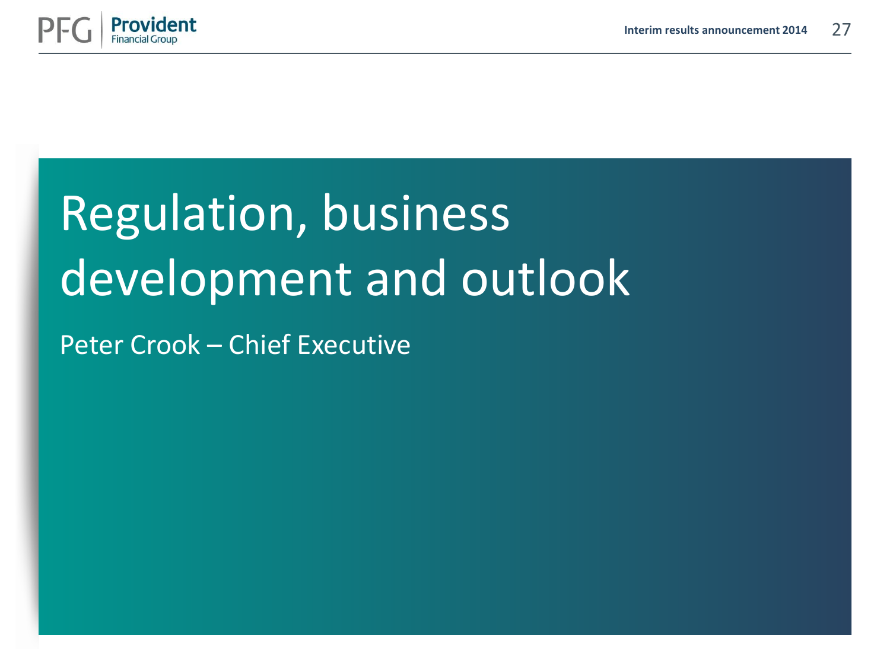# Regulation, business development and outlook

Peter Crook – Chief Executive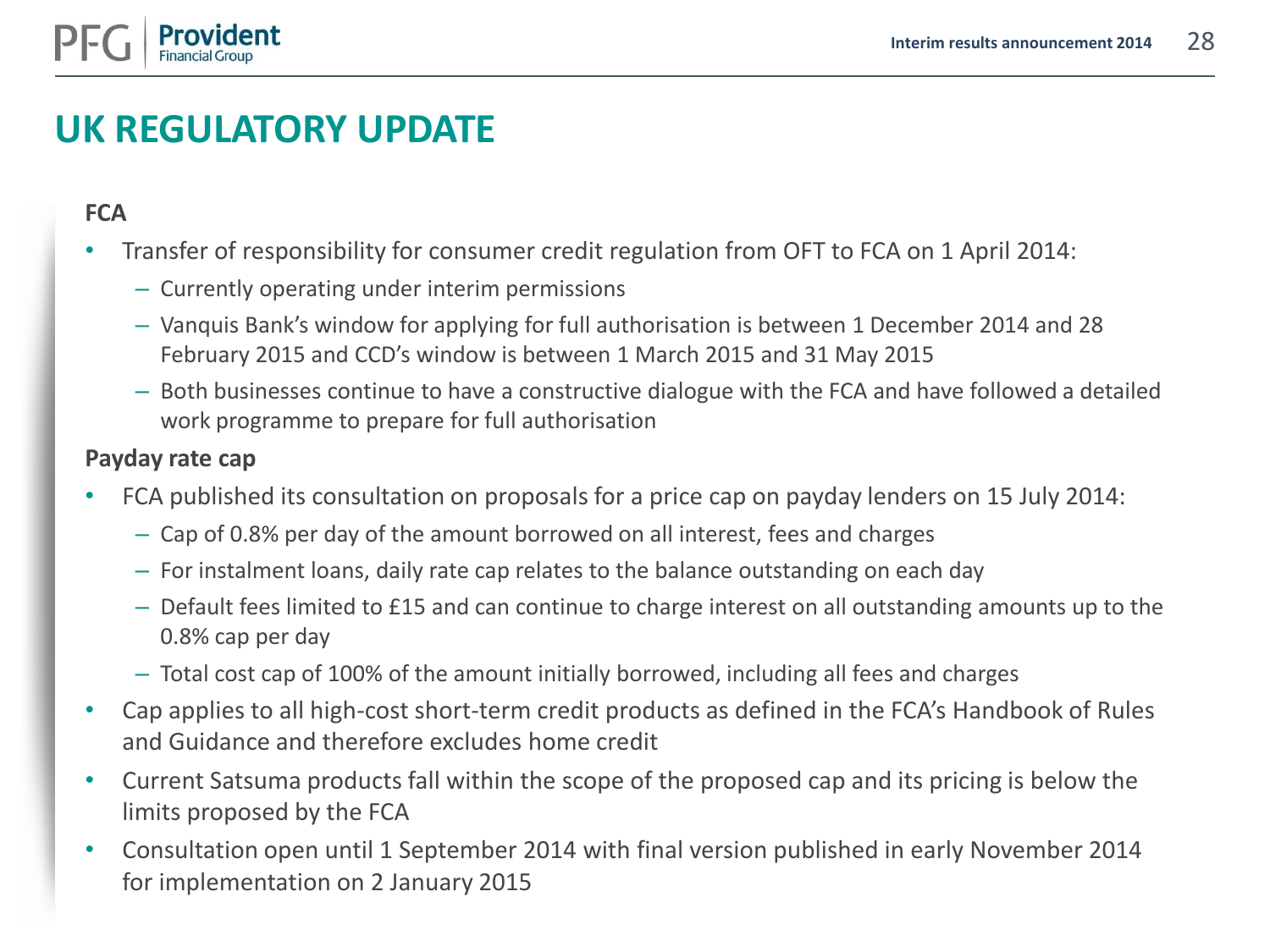# UK REGULATORY UPDATE

**FCA**

- Transfer of responsibility for consumer credit regulation from OFT to FCA on 1 April 2014:
  - Currently operating under interim permissions
  - Vanquis Bank's window for applying for full authorisation is between 1 December 2014 and 28 February 2015 and CCD's window is between 1 March 2015 and 31 May 2015
  - Both businesses continue to have a constructive dialogue with the FCA and have followed a detailed work programme to prepare for full authorisation

**Payday rate cap**

- FCA published its consultation on proposals for a price cap on payday lenders on 15 July 2014:
  - Cap of 0.8% per day of the amount borrowed on all interest, fees and charges
  - For instalment loans, daily rate cap relates to the balance outstanding on each day
  - Default fees limited to £15 and can continue to charge interest on all outstanding amounts up to the 0.8% cap per day
  - Total cost cap of 100% of the amount initially borrowed, including all fees and charges
- Cap applies to all high-cost short-term credit products as defined in the FCA's Handbook of Rules and Guidance and therefore excludes home credit
- Current Satsuma products fall within the scope of the proposed cap and its pricing is below the limits proposed by the FCA
- Consultation open until 1 September 2014 with final version published in early November 2014 for implementation on 2 January 2015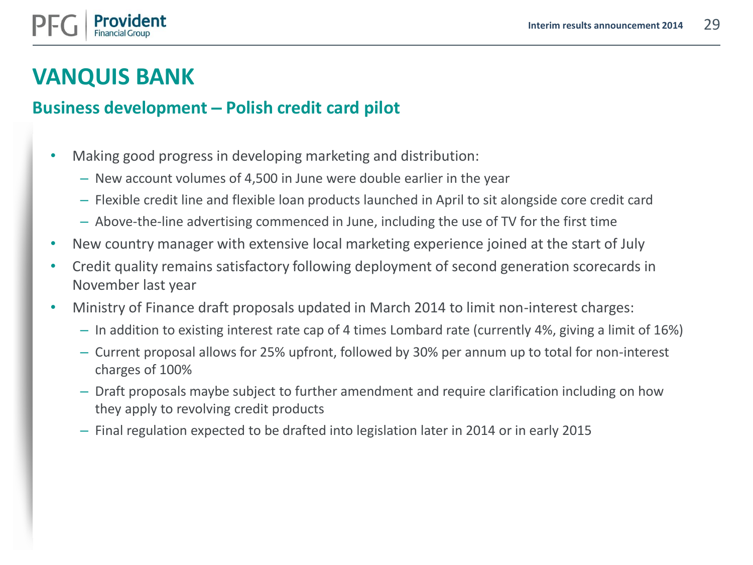# VANQUIS BANK

## Business development – Polish credit card pilot

- Making good progress in developing marketing and distribution:
  - New account volumes of 4,500 in June were double earlier in the year
  - Flexible credit line and flexible loan products launched in April to sit alongside core credit card
  - Above-the-line advertising commenced in June, including the use of TV for the first time
- New country manager with extensive local marketing experience joined at the start of July
- Credit quality remains satisfactory following deployment of second generation scorecards in November last year
- Ministry of Finance draft proposals updated in March 2014 to limit non-interest charges:
  - In addition to existing interest rate cap of 4 times Lombard rate (currently 4%, giving a limit of 16%)
  - Current proposal allows for 25% upfront, followed by 30% per annum up to total for non-interest charges of 100%
  - Draft proposals maybe subject to further amendment and require clarification including on how they apply to revolving credit products
  - Final regulation expected to be drafted into legislation later in 2014 or in early 2015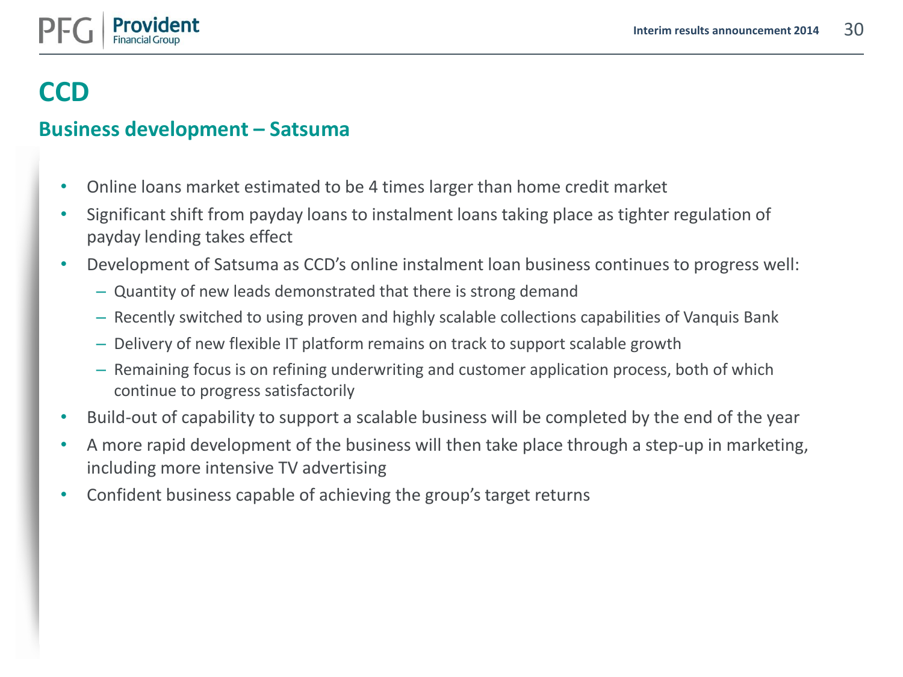# CCD

## Business development – Satsuma

- Online loans market estimated to be 4 times larger than home credit market
- Significant shift from payday loans to instalment loans taking place as tighter regulation of payday lending takes effect
- Development of Satsuma as CCD's online instalment loan business continues to progress well:
  - Quantity of new leads demonstrated that there is strong demand
  - Recently switched to using proven and highly scalable collections capabilities of Vanquis Bank
  - Delivery of new flexible IT platform remains on track to support scalable growth
  - Remaining focus is on refining underwriting and customer application process, both of which continue to progress satisfactorily
- Build-out of capability to support a scalable business will be completed by the end of the year
- A more rapid development of the business will then take place through a step-up in marketing, including more intensive TV advertising
- Confident business capable of achieving the group's target returns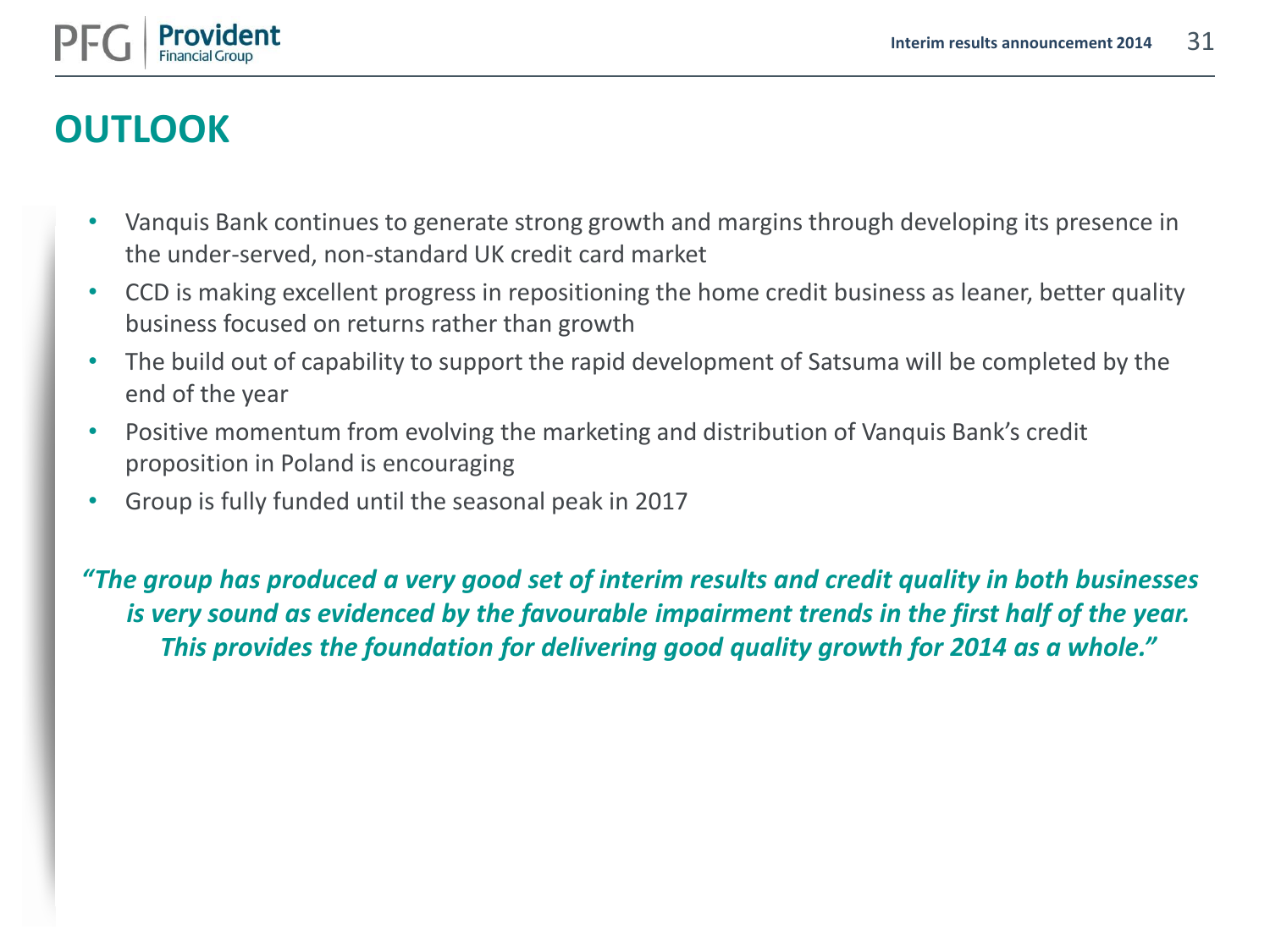# OUTLOOK

- Vanquis Bank continues to generate strong growth and margins through developing its presence in the under-served, non-standard UK credit card market
- CCD is making excellent progress in repositioning the home credit business as leaner, better quality business focused on returns rather than growth
- The build out of capability to support the rapid development of Satsuma will be completed by the end of the year
- Positive momentum from evolving the marketing and distribution of Vanquis Bank's credit proposition in Poland is encouraging
- Group is fully funded until the seasonal peak in 2017

***"The group has produced a very good set of interim results and credit quality in both businesses is very sound as evidenced by the favourable impairment trends in the first half of the year. This provides the foundation for delivering good quality growth for 2014 as a whole."***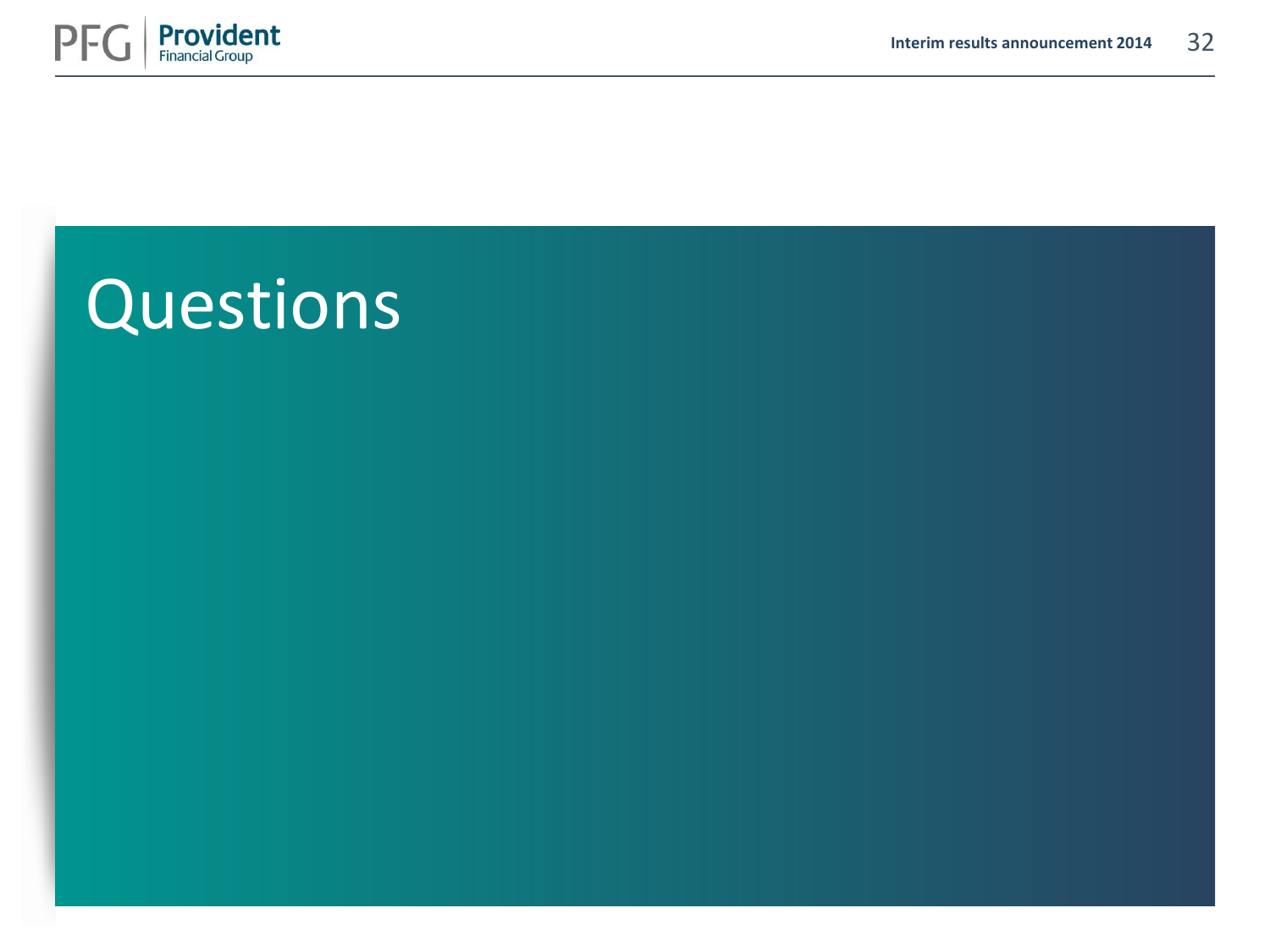# Questions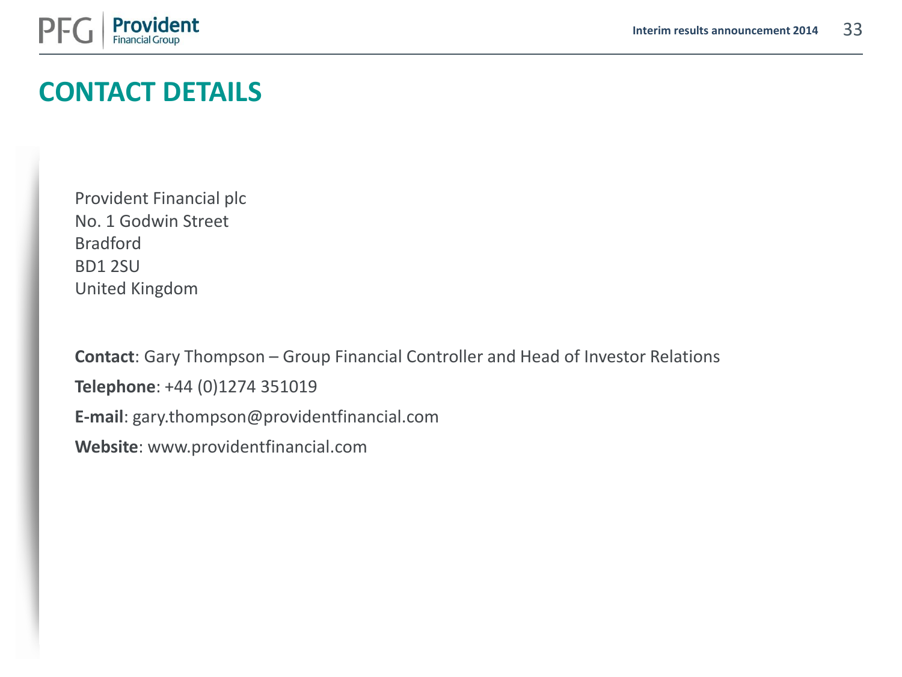# CONTACT DETAILS

Provident Financial plc
No. 1 Godwin Street
Bradford
BD1 2SU
United Kingdom

**Contact**: Gary Thompson – Group Financial Controller and Head of Investor Relations

**Telephone**: +44 (0)1274 351019

**E-mail**: gary.thompson@providentfinancial.com

**Website**: www.providentfinancial.com